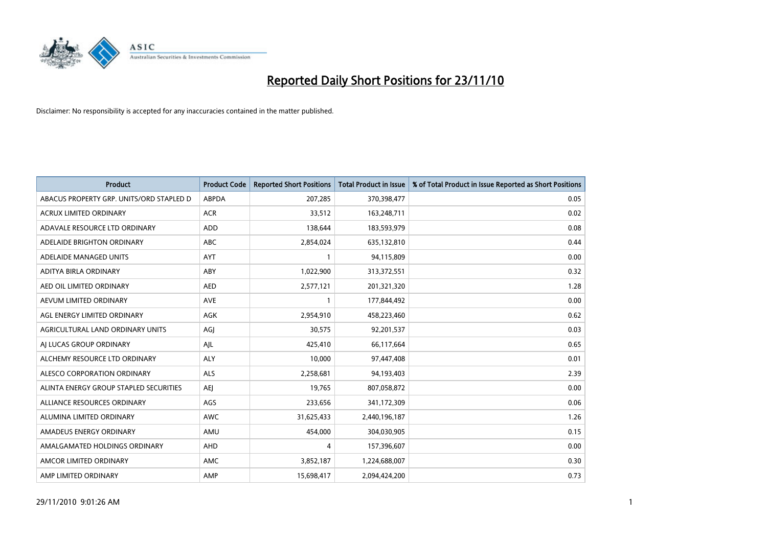# Reported Daily Short Positions for 23/11/10

Disclaimer: No responsibility is accepted for any inaccuracies contained in the matter published.

| Product | Product Code | Reported Short Positions | Total Product in Issue | % of Total Product in Issue Reported as Short Positions |
|---|---|---|---|---|
| ABACUS PROPERTY GRP. UNITS/ORD STAPLED D | ABPDA | 207,285 | 370,398,477 | 0.05 |
| ACRUX LIMITED ORDINARY | ACR | 33,512 | 163,248,711 | 0.02 |
| ADAVALE RESOURCE LTD ORDINARY | ADD | 138,644 | 183,593,979 | 0.08 |
| ADELAIDE BRIGHTON ORDINARY | ABC | 2,854,024 | 635,132,810 | 0.44 |
| ADELAIDE MANAGED UNITS | AYT | 1 | 94,115,809 | 0.00 |
| ADITYA BIRLA ORDINARY | ABY | 1,022,900 | 313,372,551 | 0.32 |
| AED OIL LIMITED ORDINARY | AED | 2,577,121 | 201,321,320 | 1.28 |
| AEVUM LIMITED ORDINARY | AVE | 1 | 177,844,492 | 0.00 |
| AGL ENERGY LIMITED ORDINARY | AGK | 2,954,910 | 458,223,460 | 0.62 |
| AGRICULTURAL LAND ORDINARY UNITS | AGJ | 30,575 | 92,201,537 | 0.03 |
| AJ LUCAS GROUP ORDINARY | AJL | 425,410 | 66,117,664 | 0.65 |
| ALCHEMY RESOURCE LTD ORDINARY | ALY | 10,000 | 97,447,408 | 0.01 |
| ALESCO CORPORATION ORDINARY | ALS | 2,258,681 | 94,193,403 | 2.39 |
| ALINTA ENERGY GROUP STAPLED SECURITIES | AEJ | 19,765 | 807,058,872 | 0.00 |
| ALLIANCE RESOURCES ORDINARY | AGS | 233,656 | 341,172,309 | 0.06 |
| ALUMINA LIMITED ORDINARY | AWC | 31,625,433 | 2,440,196,187 | 1.26 |
| AMADEUS ENERGY ORDINARY | AMU | 454,000 | 304,030,905 | 0.15 |
| AMALGAMATED HOLDINGS ORDINARY | AHD | 4 | 157,396,607 | 0.00 |
| AMCOR LIMITED ORDINARY | AMC | 3,852,187 | 1,224,688,007 | 0.30 |
| AMP LIMITED ORDINARY | AMP | 15,698,417 | 2,094,424,200 | 0.73 |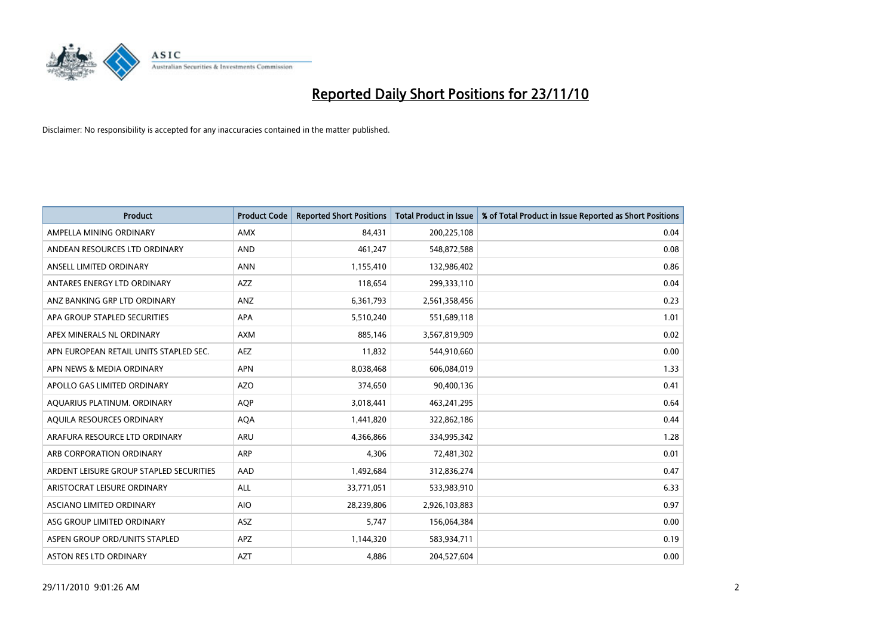# Reported Daily Short Positions for 23/11/10

Disclaimer: No responsibility is accepted for any inaccuracies contained in the matter published.

| Product | Product Code | Reported Short Positions | Total Product in Issue | % of Total Product in Issue Reported as Short Positions |
|---|---|---|---|---|
| AMPELLA MINING ORDINARY | AMX | 84,431 | 200,225,108 | 0.04 |
| ANDEAN RESOURCES LTD ORDINARY | AND | 461,247 | 548,872,588 | 0.08 |
| ANSELL LIMITED ORDINARY | ANN | 1,155,410 | 132,986,402 | 0.86 |
| ANTARES ENERGY LTD ORDINARY | AZZ | 118,654 | 299,333,110 | 0.04 |
| ANZ BANKING GRP LTD ORDINARY | ANZ | 6,361,793 | 2,561,358,456 | 0.23 |
| APA GROUP STAPLED SECURITIES | APA | 5,510,240 | 551,689,118 | 1.01 |
| APEX MINERALS NL ORDINARY | AXM | 885,146 | 3,567,819,909 | 0.02 |
| APN EUROPEAN RETAIL UNITS STAPLED SEC. | AEZ | 11,832 | 544,910,660 | 0.00 |
| APN NEWS & MEDIA ORDINARY | APN | 8,038,468 | 606,084,019 | 1.33 |
| APOLLO GAS LIMITED ORDINARY | AZO | 374,650 | 90,400,136 | 0.41 |
| AQUARIUS PLATINUM. ORDINARY | AQP | 3,018,441 | 463,241,295 | 0.64 |
| AQUILA RESOURCES ORDINARY | AQA | 1,441,820 | 322,862,186 | 0.44 |
| ARAFURA RESOURCE LTD ORDINARY | ARU | 4,366,866 | 334,995,342 | 1.28 |
| ARB CORPORATION ORDINARY | ARP | 4,306 | 72,481,302 | 0.01 |
| ARDENT LEISURE GROUP STAPLED SECURITIES | AAD | 1,492,684 | 312,836,274 | 0.47 |
| ARISTOCRAT LEISURE ORDINARY | ALL | 33,771,051 | 533,983,910 | 6.33 |
| ASCIANO LIMITED ORDINARY | AIO | 28,239,806 | 2,926,103,883 | 0.97 |
| ASG GROUP LIMITED ORDINARY | ASZ | 5,747 | 156,064,384 | 0.00 |
| ASPEN GROUP ORD/UNITS STAPLED | APZ | 1,144,320 | 583,934,711 | 0.19 |
| ASTON RES LTD ORDINARY | AZT | 4,886 | 204,527,604 | 0.00 |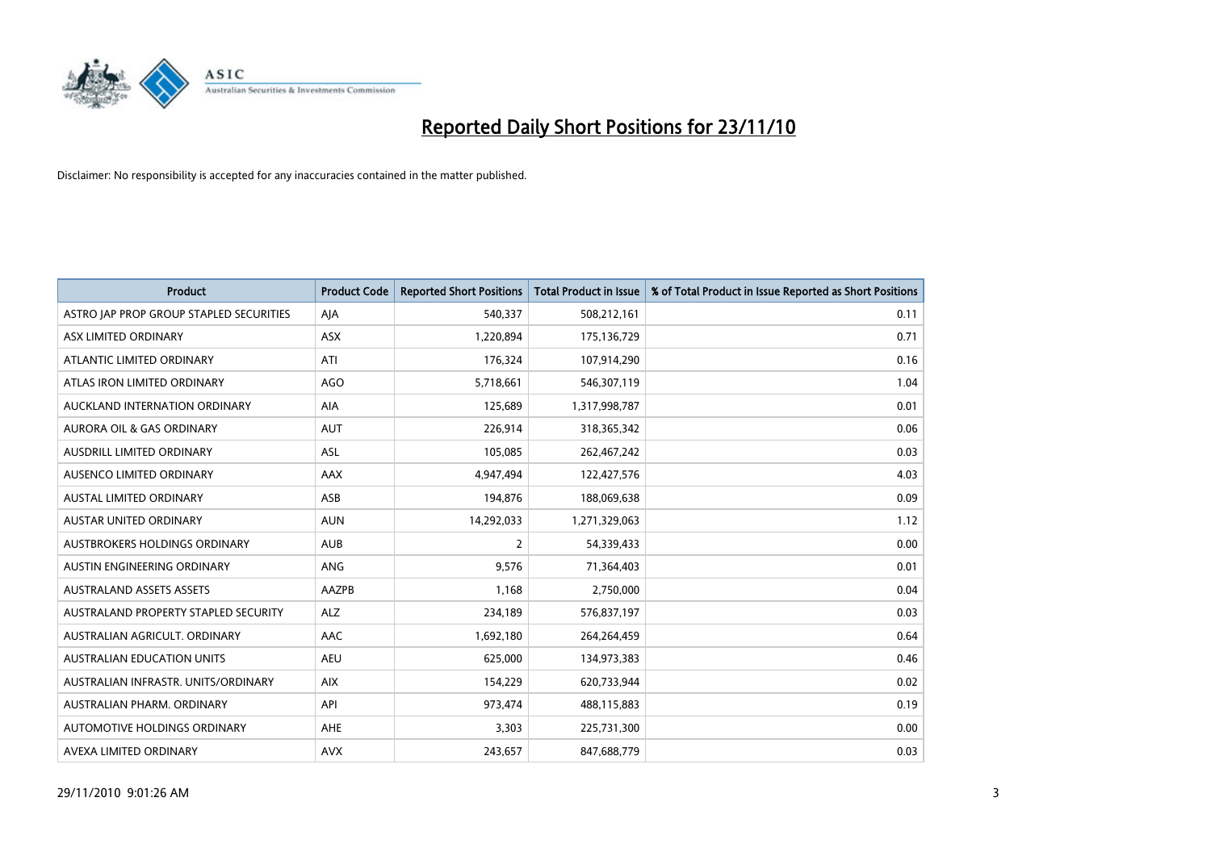# Reported Daily Short Positions for 23/11/10

Disclaimer: No responsibility is accepted for any inaccuracies contained in the matter published.

| Product | Product Code | Reported Short Positions | Total Product in Issue | % of Total Product in Issue Reported as Short Positions |
|---|---|---|---|---|
| ASTRO JAP PROP GROUP STAPLED SECURITIES | AJA | 540,337 | 508,212,161 | 0.11 |
| ASX LIMITED ORDINARY | ASX | 1,220,894 | 175,136,729 | 0.71 |
| ATLANTIC LIMITED ORDINARY | ATI | 176,324 | 107,914,290 | 0.16 |
| ATLAS IRON LIMITED ORDINARY | AGO | 5,718,661 | 546,307,119 | 1.04 |
| AUCKLAND INTERNATION ORDINARY | AIA | 125,689 | 1,317,998,787 | 0.01 |
| AURORA OIL & GAS ORDINARY | AUT | 226,914 | 318,365,342 | 0.06 |
| AUSDRILL LIMITED ORDINARY | ASL | 105,085 | 262,467,242 | 0.03 |
| AUSENCO LIMITED ORDINARY | AAX | 4,947,494 | 122,427,576 | 4.03 |
| AUSTAL LIMITED ORDINARY | ASB | 194,876 | 188,069,638 | 0.09 |
| AUSTAR UNITED ORDINARY | AUN | 14,292,033 | 1,271,329,063 | 1.12 |
| AUSTBROKERS HOLDINGS ORDINARY | AUB | 2 | 54,339,433 | 0.00 |
| AUSTIN ENGINEERING ORDINARY | ANG | 9,576 | 71,364,403 | 0.01 |
| AUSTRALAND ASSETS ASSETS | AAZPB | 1,168 | 2,750,000 | 0.04 |
| AUSTRALAND PROPERTY STAPLED SECURITY | ALZ | 234,189 | 576,837,197 | 0.03 |
| AUSTRALIAN AGRICULT. ORDINARY | AAC | 1,692,180 | 264,264,459 | 0.64 |
| AUSTRALIAN EDUCATION UNITS | AEU | 625,000 | 134,973,383 | 0.46 |
| AUSTRALIAN INFRASTR. UNITS/ORDINARY | AIX | 154,229 | 620,733,944 | 0.02 |
| AUSTRALIAN PHARM. ORDINARY | API | 973,474 | 488,115,883 | 0.19 |
| AUTOMOTIVE HOLDINGS ORDINARY | AHE | 3,303 | 225,731,300 | 0.00 |
| AVEXA LIMITED ORDINARY | AVX | 243,657 | 847,688,779 | 0.03 |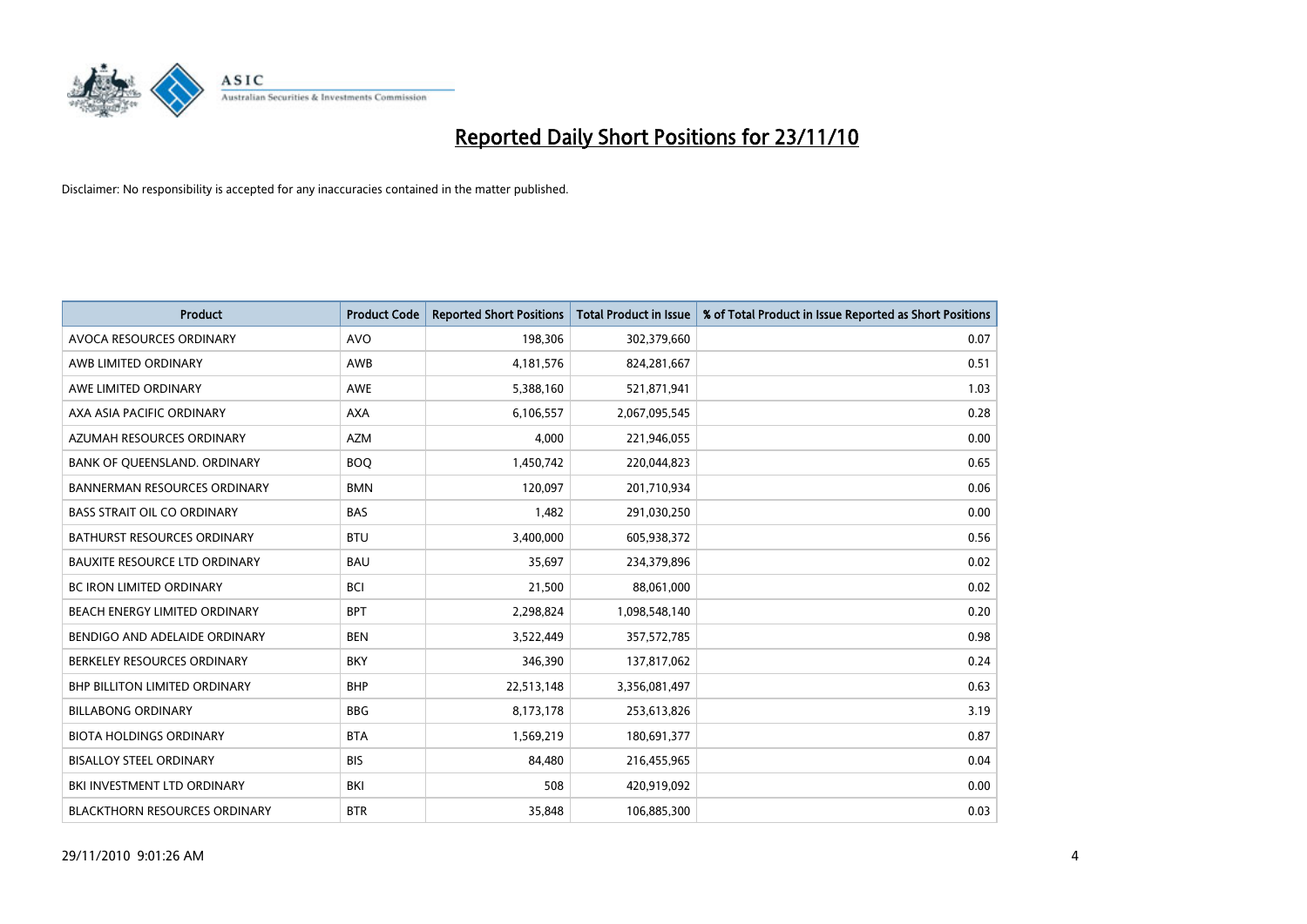# Reported Daily Short Positions for 23/11/10

Disclaimer: No responsibility is accepted for any inaccuracies contained in the matter published.

| Product | Product Code | Reported Short Positions | Total Product in Issue | % of Total Product in Issue Reported as Short Positions |
|---|---|---|---|---|
| AVOCA RESOURCES ORDINARY | AVO | 198,306 | 302,379,660 | 0.07 |
| AWB LIMITED ORDINARY | AWB | 4,181,576 | 824,281,667 | 0.51 |
| AWE LIMITED ORDINARY | AWE | 5,388,160 | 521,871,941 | 1.03 |
| AXA ASIA PACIFIC ORDINARY | AXA | 6,106,557 | 2,067,095,545 | 0.28 |
| AZUMAH RESOURCES ORDINARY | AZM | 4,000 | 221,946,055 | 0.00 |
| BANK OF QUEENSLAND. ORDINARY | BOQ | 1,450,742 | 220,044,823 | 0.65 |
| BANNERMAN RESOURCES ORDINARY | BMN | 120,097 | 201,710,934 | 0.06 |
| BASS STRAIT OIL CO ORDINARY | BAS | 1,482 | 291,030,250 | 0.00 |
| BATHURST RESOURCES ORDINARY | BTU | 3,400,000 | 605,938,372 | 0.56 |
| BAUXITE RESOURCE LTD ORDINARY | BAU | 35,697 | 234,379,896 | 0.02 |
| BC IRON LIMITED ORDINARY | BCI | 21,500 | 88,061,000 | 0.02 |
| BEACH ENERGY LIMITED ORDINARY | BPT | 2,298,824 | 1,098,548,140 | 0.20 |
| BENDIGO AND ADELAIDE ORDINARY | BEN | 3,522,449 | 357,572,785 | 0.98 |
| BERKELEY RESOURCES ORDINARY | BKY | 346,390 | 137,817,062 | 0.24 |
| BHP BILLITON LIMITED ORDINARY | BHP | 22,513,148 | 3,356,081,497 | 0.63 |
| BILLABONG ORDINARY | BBG | 8,173,178 | 253,613,826 | 3.19 |
| BIOTA HOLDINGS ORDINARY | BTA | 1,569,219 | 180,691,377 | 0.87 |
| BISALLOY STEEL ORDINARY | BIS | 84,480 | 216,455,965 | 0.04 |
| BKI INVESTMENT LTD ORDINARY | BKI | 508 | 420,919,092 | 0.00 |
| BLACKTHORN RESOURCES ORDINARY | BTR | 35,848 | 106,885,300 | 0.03 |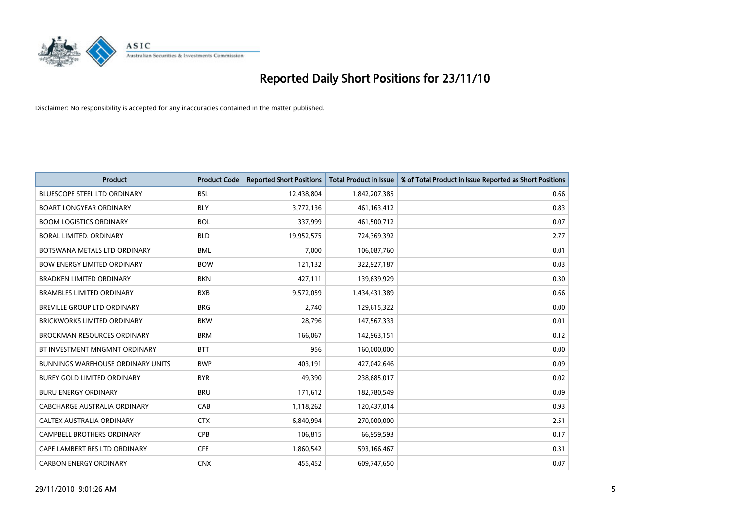# Reported Daily Short Positions for 23/11/10

Disclaimer: No responsibility is accepted for any inaccuracies contained in the matter published.

| Product | Product Code | Reported Short Positions | Total Product in Issue | % of Total Product in Issue Reported as Short Positions |
|---|---|---|---|---|
| BLUESCOPE STEEL LTD ORDINARY | BSL | 12,438,804 | 1,842,207,385 | 0.66 |
| BOART LONGYEAR ORDINARY | BLY | 3,772,136 | 461,163,412 | 0.83 |
| BOOM LOGISTICS ORDINARY | BOL | 337,999 | 461,500,712 | 0.07 |
| BORAL LIMITED. ORDINARY | BLD | 19,952,575 | 724,369,392 | 2.77 |
| BOTSWANA METALS LTD ORDINARY | BML | 7,000 | 106,087,760 | 0.01 |
| BOW ENERGY LIMITED ORDINARY | BOW | 121,132 | 322,927,187 | 0.03 |
| BRADKEN LIMITED ORDINARY | BKN | 427,111 | 139,639,929 | 0.30 |
| BRAMBLES LIMITED ORDINARY | BXB | 9,572,059 | 1,434,431,389 | 0.66 |
| BREVILLE GROUP LTD ORDINARY | BRG | 2,740 | 129,615,322 | 0.00 |
| BRICKWORKS LIMITED ORDINARY | BKW | 28,796 | 147,567,333 | 0.01 |
| BROCKMAN RESOURCES ORDINARY | BRM | 166,067 | 142,963,151 | 0.12 |
| BT INVESTMENT MNGMNT ORDINARY | BTT | 956 | 160,000,000 | 0.00 |
| BUNNINGS WAREHOUSE ORDINARY UNITS | BWP | 403,191 | 427,042,646 | 0.09 |
| BUREY GOLD LIMITED ORDINARY | BYR | 49,390 | 238,685,017 | 0.02 |
| BURU ENERGY ORDINARY | BRU | 171,612 | 182,780,549 | 0.09 |
| CABCHARGE AUSTRALIA ORDINARY | CAB | 1,118,262 | 120,437,014 | 0.93 |
| CALTEX AUSTRALIA ORDINARY | CTX | 6,840,994 | 270,000,000 | 2.51 |
| CAMPBELL BROTHERS ORDINARY | CPB | 106,815 | 66,959,593 | 0.17 |
| CAPE LAMBERT RES LTD ORDINARY | CFE | 1,860,542 | 593,166,467 | 0.31 |
| CARBON ENERGY ORDINARY | CNX | 455,452 | 609,747,650 | 0.07 |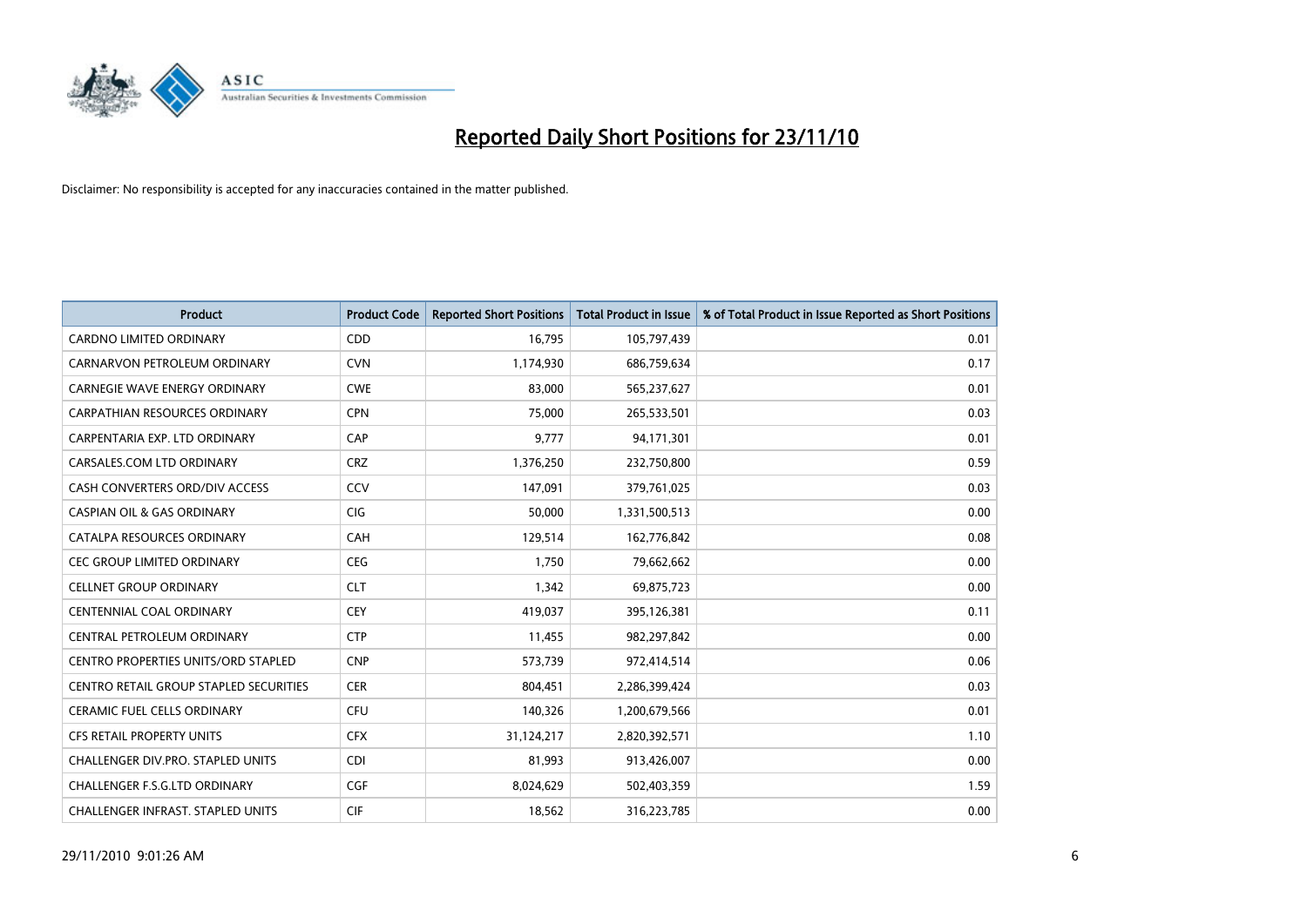# Reported Daily Short Positions for 23/11/10

Disclaimer: No responsibility is accepted for any inaccuracies contained in the matter published.

| Product | Product Code | Reported Short Positions | Total Product in Issue | % of Total Product in Issue Reported as Short Positions |
| --- | --- | --- | --- | --- |
| CARDNO LIMITED ORDINARY | CDD | 16,795 | 105,797,439 | 0.01 |
| CARNARVON PETROLEUM ORDINARY | CVN | 1,174,930 | 686,759,634 | 0.17 |
| CARNEGIE WAVE ENERGY ORDINARY | CWE | 83,000 | 565,237,627 | 0.01 |
| CARPATHIAN RESOURCES ORDINARY | CPN | 75,000 | 265,533,501 | 0.03 |
| CARPENTARIA EXP. LTD ORDINARY | CAP | 9,777 | 94,171,301 | 0.01 |
| CARSALES.COM LTD ORDINARY | CRZ | 1,376,250 | 232,750,800 | 0.59 |
| CASH CONVERTERS ORD/DIV ACCESS | CCV | 147,091 | 379,761,025 | 0.03 |
| CASPIAN OIL & GAS ORDINARY | CIG | 50,000 | 1,331,500,513 | 0.00 |
| CATALPA RESOURCES ORDINARY | CAH | 129,514 | 162,776,842 | 0.08 |
| CEC GROUP LIMITED ORDINARY | CEG | 1,750 | 79,662,662 | 0.00 |
| CELLNET GROUP ORDINARY | CLT | 1,342 | 69,875,723 | 0.00 |
| CENTENNIAL COAL ORDINARY | CEY | 419,037 | 395,126,381 | 0.11 |
| CENTRAL PETROLEUM ORDINARY | CTP | 11,455 | 982,297,842 | 0.00 |
| CENTRO PROPERTIES UNITS/ORD STAPLED | CNP | 573,739 | 972,414,514 | 0.06 |
| CENTRO RETAIL GROUP STAPLED SECURITIES | CER | 804,451 | 2,286,399,424 | 0.03 |
| CERAMIC FUEL CELLS ORDINARY | CFU | 140,326 | 1,200,679,566 | 0.01 |
| CFS RETAIL PROPERTY UNITS | CFX | 31,124,217 | 2,820,392,571 | 1.10 |
| CHALLENGER DIV.PRO. STAPLED UNITS | CDI | 81,993 | 913,426,007 | 0.00 |
| CHALLENGER F.S.G.LTD ORDINARY | CGF | 8,024,629 | 502,403,359 | 1.59 |
| CHALLENGER INFRAST. STAPLED UNITS | CIF | 18,562 | 316,223,785 | 0.00 |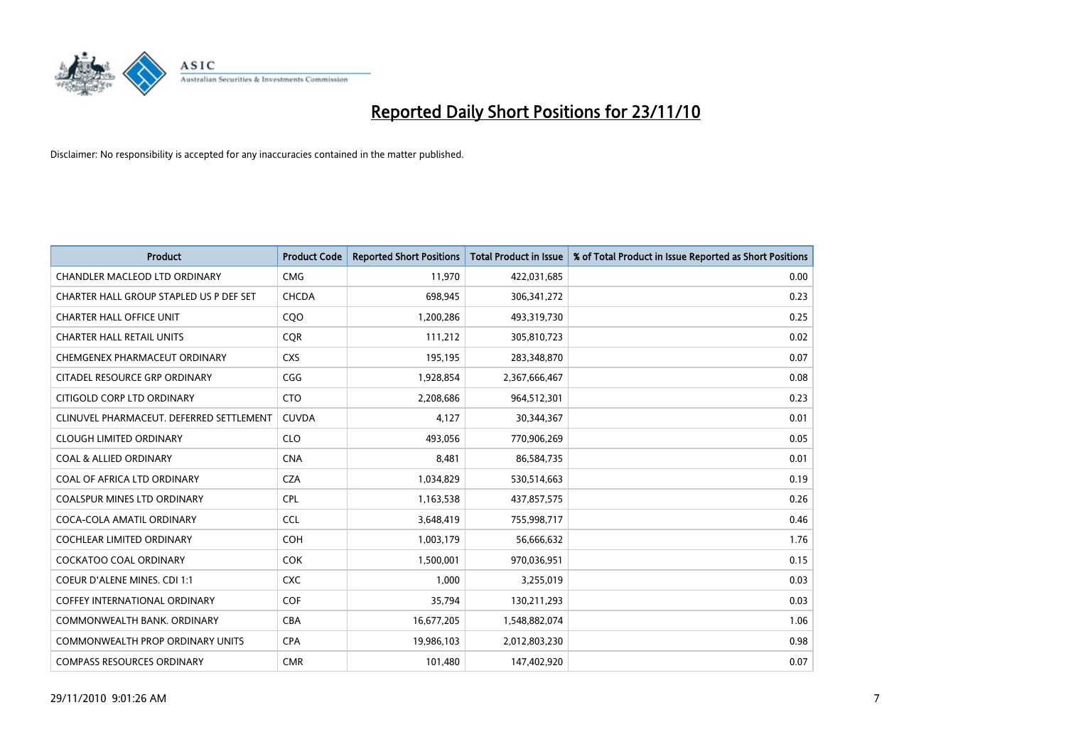# Reported Daily Short Positions for 23/11/10

Disclaimer: No responsibility is accepted for any inaccuracies contained in the matter published.

| Product | Product Code | Reported Short Positions | Total Product in Issue | % of Total Product in Issue Reported as Short Positions |
|---|---|---|---|---|
| CHANDLER MACLEOD LTD ORDINARY | CMG | 11,970 | 422,031,685 | 0.00 |
| CHARTER HALL GROUP STAPLED US P DEF SET | CHCDA | 698,945 | 306,341,272 | 0.23 |
| CHARTER HALL OFFICE UNIT | CQO | 1,200,286 | 493,319,730 | 0.25 |
| CHARTER HALL RETAIL UNITS | CQR | 111,212 | 305,810,723 | 0.02 |
| CHEMGENEX PHARMACEUT ORDINARY | CXS | 195,195 | 283,348,870 | 0.07 |
| CITADEL RESOURCE GRP ORDINARY | CGG | 1,928,854 | 2,367,666,467 | 0.08 |
| CITIGOLD CORP LTD ORDINARY | CTO | 2,208,686 | 964,512,301 | 0.23 |
| CLINUVEL PHARMACEUT. DEFERRED SETTLEMENT | CUVDA | 4,127 | 30,344,367 | 0.01 |
| CLOUGH LIMITED ORDINARY | CLO | 493,056 | 770,906,269 | 0.05 |
| COAL & ALLIED ORDINARY | CNA | 8,481 | 86,584,735 | 0.01 |
| COAL OF AFRICA LTD ORDINARY | CZA | 1,034,829 | 530,514,663 | 0.19 |
| COALSPUR MINES LTD ORDINARY | CPL | 1,163,538 | 437,857,575 | 0.26 |
| COCA-COLA AMATIL ORDINARY | CCL | 3,648,419 | 755,998,717 | 0.46 |
| COCHLEAR LIMITED ORDINARY | COH | 1,003,179 | 56,666,632 | 1.76 |
| COCKATOO COAL ORDINARY | COK | 1,500,001 | 970,036,951 | 0.15 |
| COEUR D'ALENE MINES. CDI 1:1 | CXC | 1,000 | 3,255,019 | 0.03 |
| COFFEY INTERNATIONAL ORDINARY | COF | 35,794 | 130,211,293 | 0.03 |
| COMMONWEALTH BANK. ORDINARY | CBA | 16,677,205 | 1,548,882,074 | 1.06 |
| COMMONWEALTH PROP ORDINARY UNITS | CPA | 19,986,103 | 2,012,803,230 | 0.98 |
| COMPASS RESOURCES ORDINARY | CMR | 101,480 | 147,402,920 | 0.07 |

29/11/2010 9:01:26 AM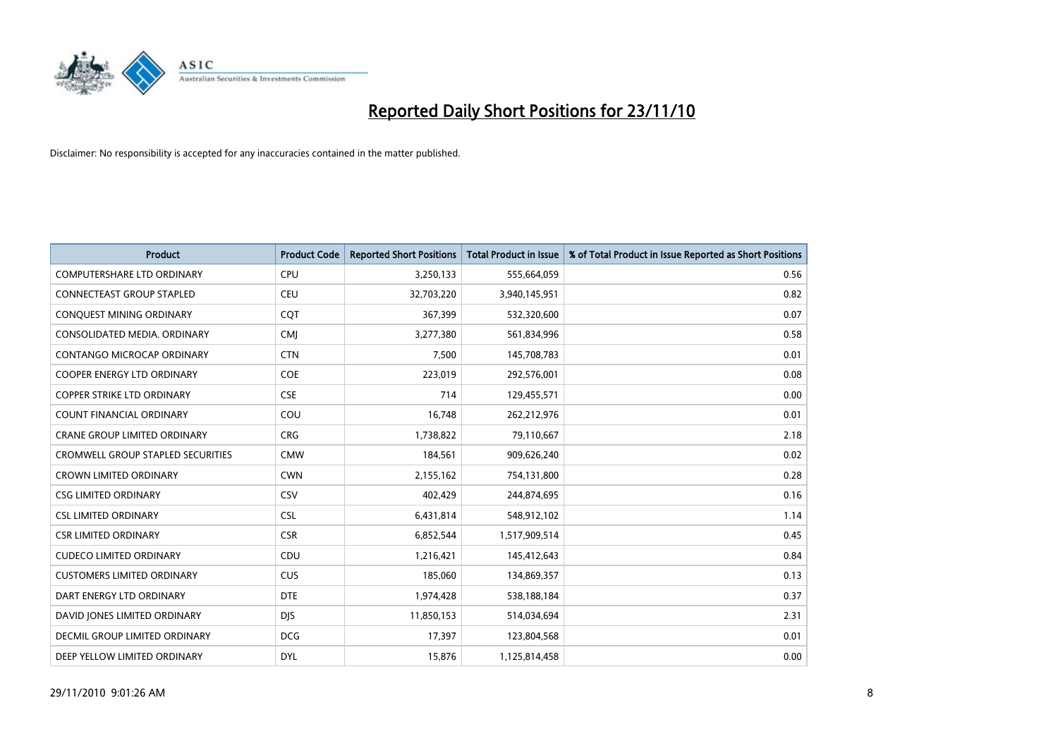# Reported Daily Short Positions for 23/11/10

Disclaimer: No responsibility is accepted for any inaccuracies contained in the matter published.

| Product | Product Code | Reported Short Positions | Total Product in Issue | % of Total Product in Issue Reported as Short Positions |
|---|---|---|---|---|
| COMPUTERSHARE LTD ORDINARY | CPU | 3,250,133 | 555,664,059 | 0.56 |
| CONNECTEAST GROUP STAPLED | CEU | 32,703,220 | 3,940,145,951 | 0.82 |
| CONQUEST MINING ORDINARY | CQT | 367,399 | 532,320,600 | 0.07 |
| CONSOLIDATED MEDIA. ORDINARY | CMJ | 3,277,380 | 561,834,996 | 0.58 |
| CONTANGO MICROCAP ORDINARY | CTN | 7,500 | 145,708,783 | 0.01 |
| COOPER ENERGY LTD ORDINARY | COE | 223,019 | 292,576,001 | 0.08 |
| COPPER STRIKE LTD ORDINARY | CSE | 714 | 129,455,571 | 0.00 |
| COUNT FINANCIAL ORDINARY | COU | 16,748 | 262,212,976 | 0.01 |
| CRANE GROUP LIMITED ORDINARY | CRG | 1,738,822 | 79,110,667 | 2.18 |
| CROMWELL GROUP STAPLED SECURITIES | CMW | 184,561 | 909,626,240 | 0.02 |
| CROWN LIMITED ORDINARY | CWN | 2,155,162 | 754,131,800 | 0.28 |
| CSG LIMITED ORDINARY | CSV | 402,429 | 244,874,695 | 0.16 |
| CSL LIMITED ORDINARY | CSL | 6,431,814 | 548,912,102 | 1.14 |
| CSR LIMITED ORDINARY | CSR | 6,852,544 | 1,517,909,514 | 0.45 |
| CUDECO LIMITED ORDINARY | CDU | 1,216,421 | 145,412,643 | 0.84 |
| CUSTOMERS LIMITED ORDINARY | CUS | 185,060 | 134,869,357 | 0.13 |
| DART ENERGY LTD ORDINARY | DTE | 1,974,428 | 538,188,184 | 0.37 |
| DAVID JONES LIMITED ORDINARY | DJS | 11,850,153 | 514,034,694 | 2.31 |
| DECMIL GROUP LIMITED ORDINARY | DCG | 17,397 | 123,804,568 | 0.01 |
| DEEP YELLOW LIMITED ORDINARY | DYL | 15,876 | 1,125,814,458 | 0.00 |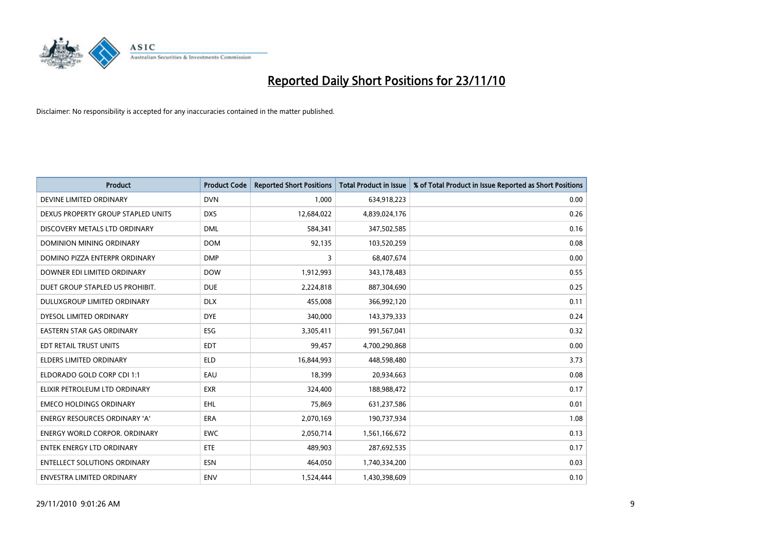# Reported Daily Short Positions for 23/11/10

Disclaimer: No responsibility is accepted for any inaccuracies contained in the matter published.

| Product | Product Code | Reported Short Positions | Total Product in Issue | % of Total Product in Issue Reported as Short Positions |
|---|---|---|---|---|
| DEVINE LIMITED ORDINARY | DVN | 1,000 | 634,918,223 | 0.00 |
| DEXUS PROPERTY GROUP STAPLED UNITS | DXS | 12,684,022 | 4,839,024,176 | 0.26 |
| DISCOVERY METALS LTD ORDINARY | DML | 584,341 | 347,502,585 | 0.16 |
| DOMINION MINING ORDINARY | DOM | 92,135 | 103,520,259 | 0.08 |
| DOMINO PIZZA ENTERPR ORDINARY | DMP | 3 | 68,407,674 | 0.00 |
| DOWNER EDI LIMITED ORDINARY | DOW | 1,912,993 | 343,178,483 | 0.55 |
| DUET GROUP STAPLED US PROHIBIT. | DUE | 2,224,818 | 887,304,690 | 0.25 |
| DULUXGROUP LIMITED ORDINARY | DLX | 455,008 | 366,992,120 | 0.11 |
| DYESOL LIMITED ORDINARY | DYE | 340,000 | 143,379,333 | 0.24 |
| EASTERN STAR GAS ORDINARY | ESG | 3,305,411 | 991,567,041 | 0.32 |
| EDT RETAIL TRUST UNITS | EDT | 99,457 | 4,700,290,868 | 0.00 |
| ELDERS LIMITED ORDINARY | ELD | 16,844,993 | 448,598,480 | 3.73 |
| ELDORADO GOLD CORP CDI 1:1 | EAU | 18,399 | 20,934,663 | 0.08 |
| ELIXIR PETROLEUM LTD ORDINARY | EXR | 324,400 | 188,988,472 | 0.17 |
| EMECO HOLDINGS ORDINARY | EHL | 75,869 | 631,237,586 | 0.01 |
| ENERGY RESOURCES ORDINARY 'A' | ERA | 2,070,169 | 190,737,934 | 1.08 |
| ENERGY WORLD CORPOR. ORDINARY | EWC | 2,050,714 | 1,561,166,672 | 0.13 |
| ENTEK ENERGY LTD ORDINARY | ETE | 489,903 | 287,692,535 | 0.17 |
| ENTELLECT SOLUTIONS ORDINARY | ESN | 464,050 | 1,740,334,200 | 0.03 |
| ENVESTRA LIMITED ORDINARY | ENV | 1,524,444 | 1,430,398,609 | 0.10 |

29/11/2010 9:01:26 AM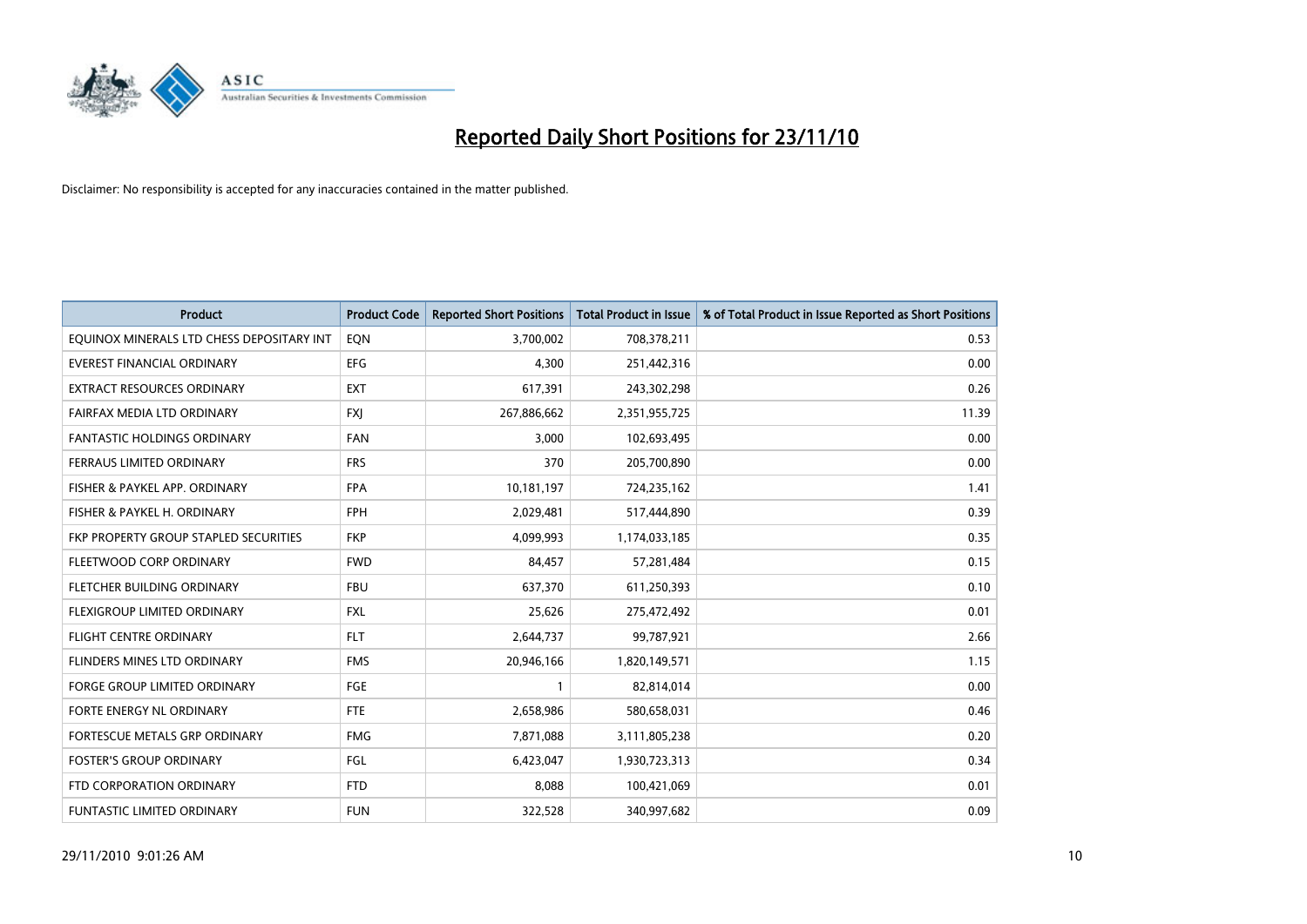# Reported Daily Short Positions for 23/11/10

Disclaimer: No responsibility is accepted for any inaccuracies contained in the matter published.

| Product | Product Code | Reported Short Positions | Total Product in Issue | % of Total Product in Issue Reported as Short Positions |
|---|---|---|---|---|
| EQUINOX MINERALS LTD CHESS DEPOSITARY INT | EQN | 3,700,002 | 708,378,211 | 0.53 |
| EVEREST FINANCIAL ORDINARY | EFG | 4,300 | 251,442,316 | 0.00 |
| EXTRACT RESOURCES ORDINARY | EXT | 617,391 | 243,302,298 | 0.26 |
| FAIRFAX MEDIA LTD ORDINARY | FXJ | 267,886,662 | 2,351,955,725 | 11.39 |
| FANTASTIC HOLDINGS ORDINARY | FAN | 3,000 | 102,693,495 | 0.00 |
| FERRAUS LIMITED ORDINARY | FRS | 370 | 205,700,890 | 0.00 |
| FISHER & PAYKEL APP. ORDINARY | FPA | 10,181,197 | 724,235,162 | 1.41 |
| FISHER & PAYKEL H. ORDINARY | FPH | 2,029,481 | 517,444,890 | 0.39 |
| FKP PROPERTY GROUP STAPLED SECURITIES | FKP | 4,099,993 | 1,174,033,185 | 0.35 |
| FLEETWOOD CORP ORDINARY | FWD | 84,457 | 57,281,484 | 0.15 |
| FLETCHER BUILDING ORDINARY | FBU | 637,370 | 611,250,393 | 0.10 |
| FLEXIGROUP LIMITED ORDINARY | FXL | 25,626 | 275,472,492 | 0.01 |
| FLIGHT CENTRE ORDINARY | FLT | 2,644,737 | 99,787,921 | 2.66 |
| FLINDERS MINES LTD ORDINARY | FMS | 20,946,166 | 1,820,149,571 | 1.15 |
| FORGE GROUP LIMITED ORDINARY | FGE | 1 | 82,814,014 | 0.00 |
| FORTE ENERGY NL ORDINARY | FTE | 2,658,986 | 580,658,031 | 0.46 |
| FORTESCUE METALS GRP ORDINARY | FMG | 7,871,088 | 3,111,805,238 | 0.20 |
| FOSTER'S GROUP ORDINARY | FGL | 6,423,047 | 1,930,723,313 | 0.34 |
| FTD CORPORATION ORDINARY | FTD | 8,088 | 100,421,069 | 0.01 |
| FUNTASTIC LIMITED ORDINARY | FUN | 322,528 | 340,997,682 | 0.09 |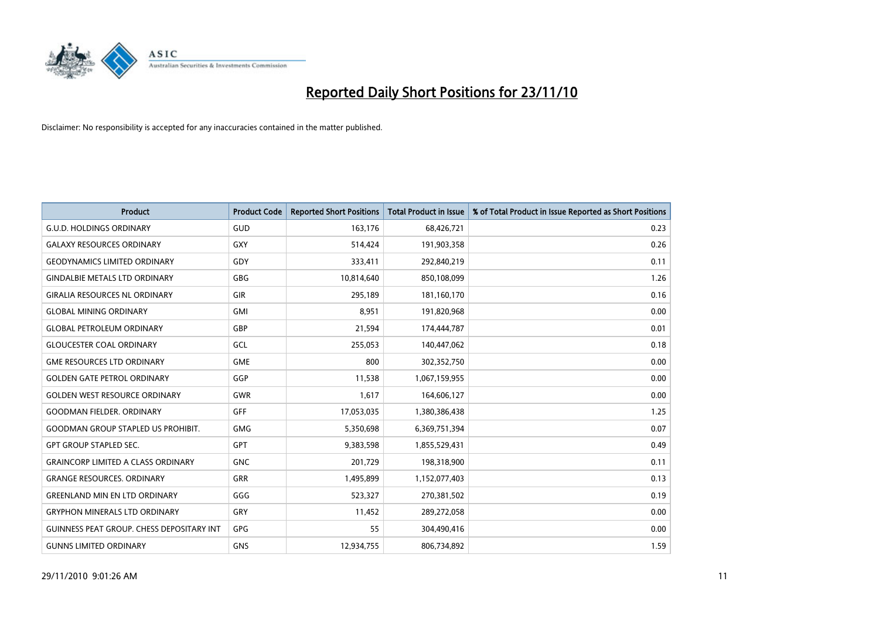# Reported Daily Short Positions for 23/11/10

Disclaimer: No responsibility is accepted for any inaccuracies contained in the matter published.

| Product | Product Code | Reported Short Positions | Total Product in Issue | % of Total Product in Issue Reported as Short Positions |
|---|---|---|---|---|
| G.U.D. HOLDINGS ORDINARY | GUD | 163,176 | 68,426,721 | 0.23 |
| GALAXY RESOURCES ORDINARY | GXY | 514,424 | 191,903,358 | 0.26 |
| GEODYNAMICS LIMITED ORDINARY | GDY | 333,411 | 292,840,219 | 0.11 |
| GINDALBIE METALS LTD ORDINARY | GBG | 10,814,640 | 850,108,099 | 1.26 |
| GIRALIA RESOURCES NL ORDINARY | GIR | 295,189 | 181,160,170 | 0.16 |
| GLOBAL MINING ORDINARY | GMI | 8,951 | 191,820,968 | 0.00 |
| GLOBAL PETROLEUM ORDINARY | GBP | 21,594 | 174,444,787 | 0.01 |
| GLOUCESTER COAL ORDINARY | GCL | 255,053 | 140,447,062 | 0.18 |
| GME RESOURCES LTD ORDINARY | GME | 800 | 302,352,750 | 0.00 |
| GOLDEN GATE PETROL ORDINARY | GGP | 11,538 | 1,067,159,955 | 0.00 |
| GOLDEN WEST RESOURCE ORDINARY | GWR | 1,617 | 164,606,127 | 0.00 |
| GOODMAN FIELDER. ORDINARY | GFF | 17,053,035 | 1,380,386,438 | 1.25 |
| GOODMAN GROUP STAPLED US PROHIBIT. | GMG | 5,350,698 | 6,369,751,394 | 0.07 |
| GPT GROUP STAPLED SEC. | GPT | 9,383,598 | 1,855,529,431 | 0.49 |
| GRAINCORP LIMITED A CLASS ORDINARY | GNC | 201,729 | 198,318,900 | 0.11 |
| GRANGE RESOURCES. ORDINARY | GRR | 1,495,899 | 1,152,077,403 | 0.13 |
| GREENLAND MIN EN LTD ORDINARY | GGG | 523,327 | 270,381,502 | 0.19 |
| GRYPHON MINERALS LTD ORDINARY | GRY | 11,452 | 289,272,058 | 0.00 |
| GUINNESS PEAT GROUP. CHESS DEPOSITARY INT | GPG | 55 | 304,490,416 | 0.00 |
| GUNNS LIMITED ORDINARY | GNS | 12,934,755 | 806,734,892 | 1.59 |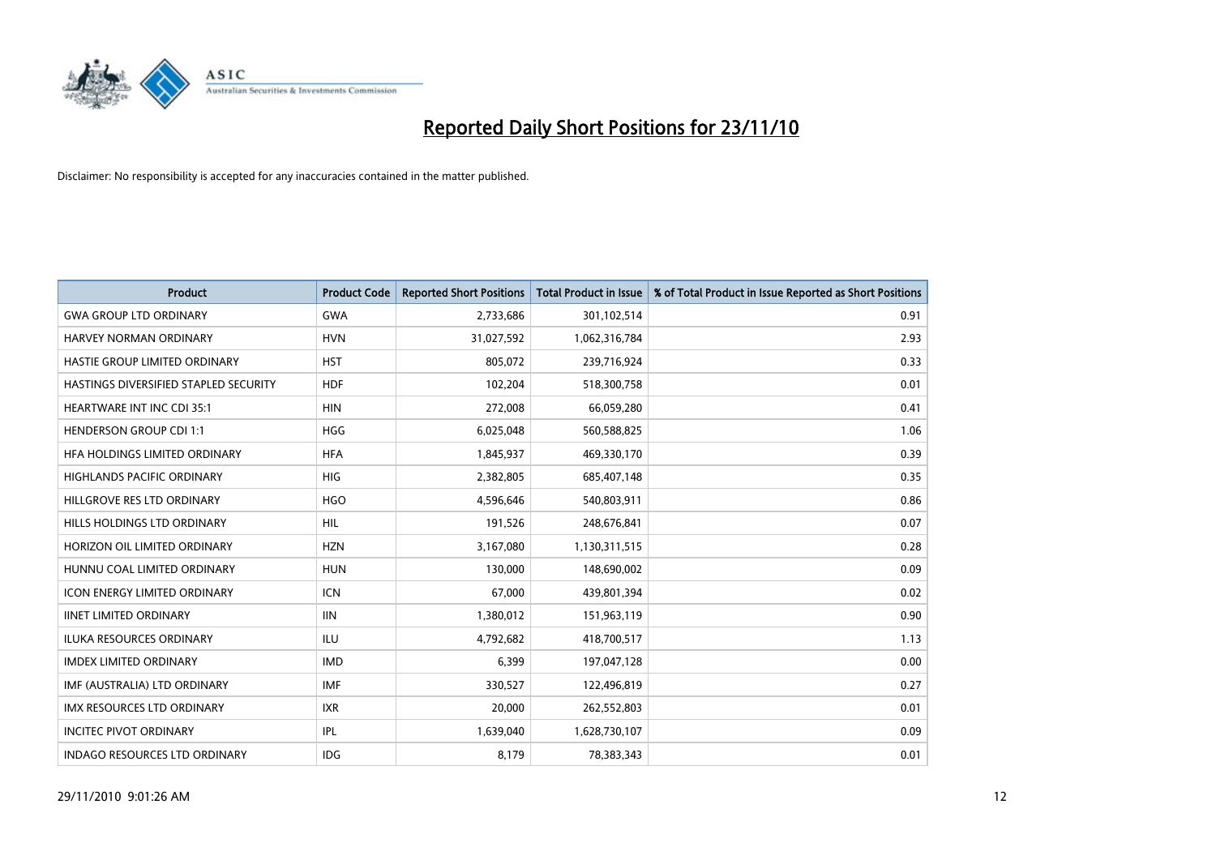# Reported Daily Short Positions for 23/11/10

Disclaimer: No responsibility is accepted for any inaccuracies contained in the matter published.

| Product | Product Code | Reported Short Positions | Total Product in Issue | % of Total Product in Issue Reported as Short Positions |
|---|---|---|---|---|
| GWA GROUP LTD ORDINARY | GWA | 2,733,686 | 301,102,514 | 0.91 |
| HARVEY NORMAN ORDINARY | HVN | 31,027,592 | 1,062,316,784 | 2.93 |
| HASTIE GROUP LIMITED ORDINARY | HST | 805,072 | 239,716,924 | 0.33 |
| HASTINGS DIVERSIFIED STAPLED SECURITY | HDF | 102,204 | 518,300,758 | 0.01 |
| HEARTWARE INT INC CDI 35:1 | HIN | 272,008 | 66,059,280 | 0.41 |
| HENDERSON GROUP CDI 1:1 | HGG | 6,025,048 | 560,588,825 | 1.06 |
| HFA HOLDINGS LIMITED ORDINARY | HFA | 1,845,937 | 469,330,170 | 0.39 |
| HIGHLANDS PACIFIC ORDINARY | HIG | 2,382,805 | 685,407,148 | 0.35 |
| HILLGROVE RES LTD ORDINARY | HGO | 4,596,646 | 540,803,911 | 0.86 |
| HILLS HOLDINGS LTD ORDINARY | HIL | 191,526 | 248,676,841 | 0.07 |
| HORIZON OIL LIMITED ORDINARY | HZN | 3,167,080 | 1,130,311,515 | 0.28 |
| HUNNU COAL LIMITED ORDINARY | HUN | 130,000 | 148,690,002 | 0.09 |
| ICON ENERGY LIMITED ORDINARY | ICN | 67,000 | 439,801,394 | 0.02 |
| IINET LIMITED ORDINARY | IIN | 1,380,012 | 151,963,119 | 0.90 |
| ILUKA RESOURCES ORDINARY | ILU | 4,792,682 | 418,700,517 | 1.13 |
| IMDEX LIMITED ORDINARY | IMD | 6,399 | 197,047,128 | 0.00 |
| IMF (AUSTRALIA) LTD ORDINARY | IMF | 330,527 | 122,496,819 | 0.27 |
| IMX RESOURCES LTD ORDINARY | IXR | 20,000 | 262,552,803 | 0.01 |
| INCITEC PIVOT ORDINARY | IPL | 1,639,040 | 1,628,730,107 | 0.09 |
| INDAGO RESOURCES LTD ORDINARY | IDG | 8,179 | 78,383,343 | 0.01 |

29/11/2010 9:01:26 AM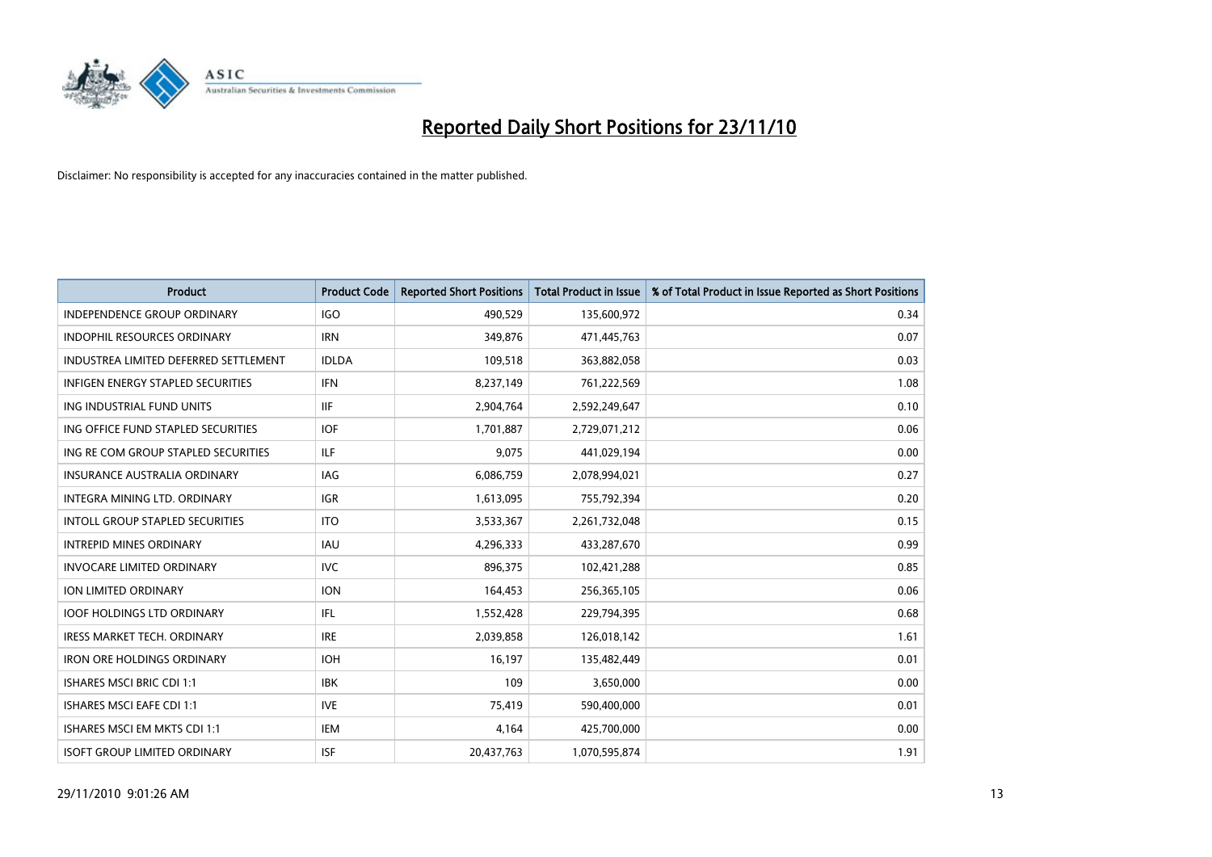# Reported Daily Short Positions for 23/11/10

Disclaimer: No responsibility is accepted for any inaccuracies contained in the matter published.

| Product | Product Code | Reported Short Positions | Total Product in Issue | % of Total Product in Issue Reported as Short Positions |
|---|---|---|---|---|
| INDEPENDENCE GROUP ORDINARY | IGO | 490,529 | 135,600,972 | 0.34 |
| INDOPHIL RESOURCES ORDINARY | IRN | 349,876 | 471,445,763 | 0.07 |
| INDUSTREA LIMITED DEFERRED SETTLEMENT | IDLDA | 109,518 | 363,882,058 | 0.03 |
| INFIGEN ENERGY STAPLED SECURITIES | IFN | 8,237,149 | 761,222,569 | 1.08 |
| ING INDUSTRIAL FUND UNITS | IIF | 2,904,764 | 2,592,249,647 | 0.10 |
| ING OFFICE FUND STAPLED SECURITIES | IOF | 1,701,887 | 2,729,071,212 | 0.06 |
| ING RE COM GROUP STAPLED SECURITIES | ILF | 9,075 | 441,029,194 | 0.00 |
| INSURANCE AUSTRALIA ORDINARY | IAG | 6,086,759 | 2,078,994,021 | 0.27 |
| INTEGRA MINING LTD. ORDINARY | IGR | 1,613,095 | 755,792,394 | 0.20 |
| INTOLL GROUP STAPLED SECURITIES | ITO | 3,533,367 | 2,261,732,048 | 0.15 |
| INTREPID MINES ORDINARY | IAU | 4,296,333 | 433,287,670 | 0.99 |
| INVOCARE LIMITED ORDINARY | IVC | 896,375 | 102,421,288 | 0.85 |
| ION LIMITED ORDINARY | ION | 164,453 | 256,365,105 | 0.06 |
| IOOF HOLDINGS LTD ORDINARY | IFL | 1,552,428 | 229,794,395 | 0.68 |
| IRESS MARKET TECH. ORDINARY | IRE | 2,039,858 | 126,018,142 | 1.61 |
| IRON ORE HOLDINGS ORDINARY | IOH | 16,197 | 135,482,449 | 0.01 |
| ISHARES MSCI BRIC CDI 1:1 | IBK | 109 | 3,650,000 | 0.00 |
| ISHARES MSCI EAFE CDI 1:1 | IVE | 75,419 | 590,400,000 | 0.01 |
| ISHARES MSCI EM MKTS CDI 1:1 | IEM | 4,164 | 425,700,000 | 0.00 |
| ISOFT GROUP LIMITED ORDINARY | ISF | 20,437,763 | 1,070,595,874 | 1.91 |

29/11/2010 9:01:26 AM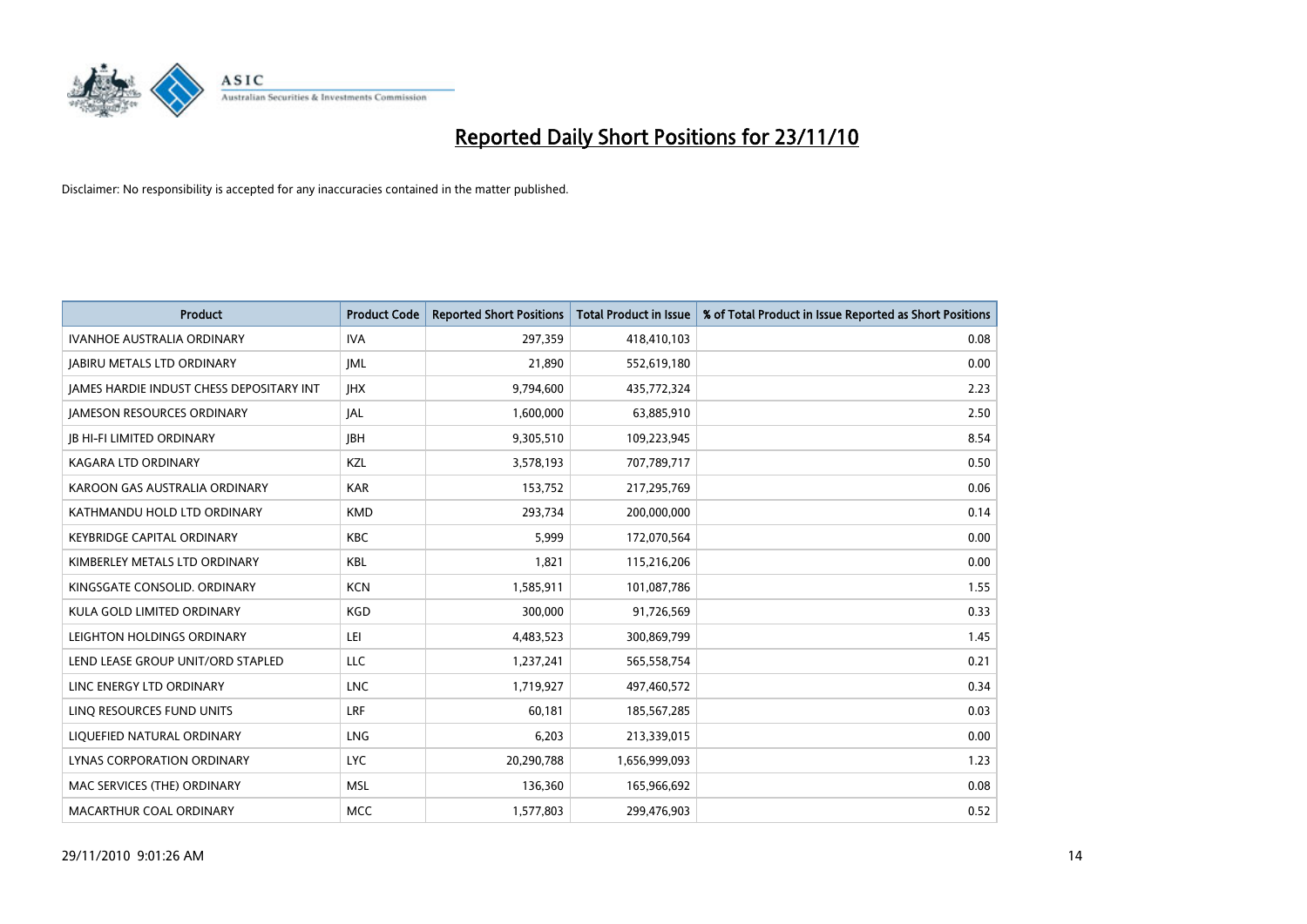# Reported Daily Short Positions for 23/11/10

Disclaimer: No responsibility is accepted for any inaccuracies contained in the matter published.

| Product | Product Code | Reported Short Positions | Total Product in Issue | % of Total Product in Issue Reported as Short Positions |
|---|---|---|---|---|
| IVANHOE AUSTRALIA ORDINARY | IVA | 297,359 | 418,410,103 | 0.08 |
| JABIRU METALS LTD ORDINARY | JML | 21,890 | 552,619,180 | 0.00 |
| JAMES HARDIE INDUST CHESS DEPOSITARY INT | JHX | 9,794,600 | 435,772,324 | 2.23 |
| JAMESON RESOURCES ORDINARY | JAL | 1,600,000 | 63,885,910 | 2.50 |
| JB HI-FI LIMITED ORDINARY | JBH | 9,305,510 | 109,223,945 | 8.54 |
| KAGARA LTD ORDINARY | KZL | 3,578,193 | 707,789,717 | 0.50 |
| KAROON GAS AUSTRALIA ORDINARY | KAR | 153,752 | 217,295,769 | 0.06 |
| KATHMANDU HOLD LTD ORDINARY | KMD | 293,734 | 200,000,000 | 0.14 |
| KEYBRIDGE CAPITAL ORDINARY | KBC | 5,999 | 172,070,564 | 0.00 |
| KIMBERLEY METALS LTD ORDINARY | KBL | 1,821 | 115,216,206 | 0.00 |
| KINGSGATE CONSOLID. ORDINARY | KCN | 1,585,911 | 101,087,786 | 1.55 |
| KULA GOLD LIMITED ORDINARY | KGD | 300,000 | 91,726,569 | 0.33 |
| LEIGHTON HOLDINGS ORDINARY | LEI | 4,483,523 | 300,869,799 | 1.45 |
| LEND LEASE GROUP UNIT/ORD STAPLED | LLC | 1,237,241 | 565,558,754 | 0.21 |
| LINC ENERGY LTD ORDINARY | LNC | 1,719,927 | 497,460,572 | 0.34 |
| LINQ RESOURCES FUND UNITS | LRF | 60,181 | 185,567,285 | 0.03 |
| LIQUEFIED NATURAL ORDINARY | LNG | 6,203 | 213,339,015 | 0.00 |
| LYNAS CORPORATION ORDINARY | LYC | 20,290,788 | 1,656,999,093 | 1.23 |
| MAC SERVICES (THE) ORDINARY | MSL | 136,360 | 165,966,692 | 0.08 |
| MACARTHUR COAL ORDINARY | MCC | 1,577,803 | 299,476,903 | 0.52 |

29/11/2010 9:01:26 AM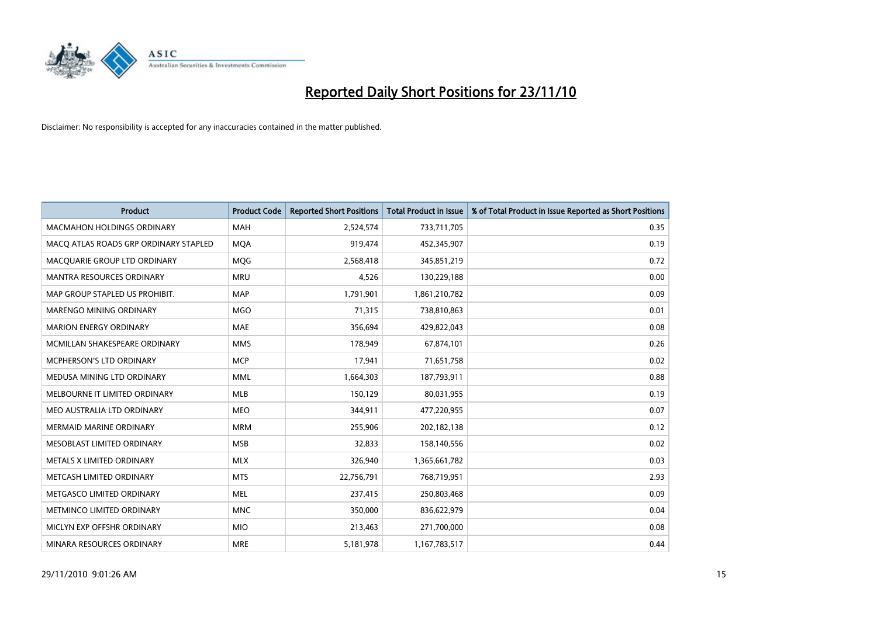# Reported Daily Short Positions for 23/11/10

Disclaimer: No responsibility is accepted for any inaccuracies contained in the matter published.

| Product | Product Code | Reported Short Positions | Total Product in Issue | % of Total Product in Issue Reported as Short Positions |
|---|---|---|---|---|
| MACMAHON HOLDINGS ORDINARY | MAH | 2,524,574 | 733,711,705 | 0.35 |
| MACQ ATLAS ROADS GRP ORDINARY STAPLED | MQA | 919,474 | 452,345,907 | 0.19 |
| MACQUARIE GROUP LTD ORDINARY | MQG | 2,568,418 | 345,851,219 | 0.72 |
| MANTRA RESOURCES ORDINARY | MRU | 4,526 | 130,229,188 | 0.00 |
| MAP GROUP STAPLED US PROHIBIT. | MAP | 1,791,901 | 1,861,210,782 | 0.09 |
| MARENGO MINING ORDINARY | MGO | 71,315 | 738,810,863 | 0.01 |
| MARION ENERGY ORDINARY | MAE | 356,694 | 429,822,043 | 0.08 |
| MCMILLAN SHAKESPEARE ORDINARY | MMS | 178,949 | 67,874,101 | 0.26 |
| MCPHERSON'S LTD ORDINARY | MCP | 17,941 | 71,651,758 | 0.02 |
| MEDUSA MINING LTD ORDINARY | MML | 1,664,303 | 187,793,911 | 0.88 |
| MELBOURNE IT LIMITED ORDINARY | MLB | 150,129 | 80,031,955 | 0.19 |
| MEO AUSTRALIA LTD ORDINARY | MEO | 344,911 | 477,220,955 | 0.07 |
| MERMAID MARINE ORDINARY | MRM | 255,906 | 202,182,138 | 0.12 |
| MESOBLAST LIMITED ORDINARY | MSB | 32,833 | 158,140,556 | 0.02 |
| METALS X LIMITED ORDINARY | MLX | 326,940 | 1,365,661,782 | 0.03 |
| METCASH LIMITED ORDINARY | MTS | 22,756,791 | 768,719,951 | 2.93 |
| METGASCO LIMITED ORDINARY | MEL | 237,415 | 250,803,468 | 0.09 |
| METMINCO LIMITED ORDINARY | MNC | 350,000 | 836,622,979 | 0.04 |
| MICLYN EXP OFFSHR ORDINARY | MIO | 213,463 | 271,700,000 | 0.08 |
| MINARA RESOURCES ORDINARY | MRE | 5,181,978 | 1,167,783,517 | 0.44 |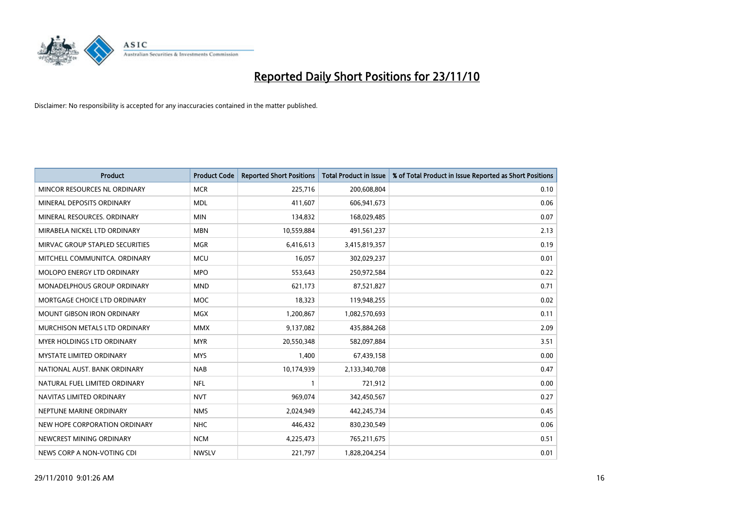# Reported Daily Short Positions for 23/11/10

Disclaimer: No responsibility is accepted for any inaccuracies contained in the matter published.

| Product | Product Code | Reported Short Positions | Total Product in Issue | % of Total Product in Issue Reported as Short Positions |
|---|---|---|---|---|
| MINCOR RESOURCES NL ORDINARY | MCR | 225,716 | 200,608,804 | 0.10 |
| MINERAL DEPOSITS ORDINARY | MDL | 411,607 | 606,941,673 | 0.06 |
| MINERAL RESOURCES. ORDINARY | MIN | 134,832 | 168,029,485 | 0.07 |
| MIRABELA NICKEL LTD ORDINARY | MBN | 10,559,884 | 491,561,237 | 2.13 |
| MIRVAC GROUP STAPLED SECURITIES | MGR | 6,416,613 | 3,415,819,357 | 0.19 |
| MITCHELL COMMUNITCA. ORDINARY | MCU | 16,057 | 302,029,237 | 0.01 |
| MOLOPO ENERGY LTD ORDINARY | MPO | 553,643 | 250,972,584 | 0.22 |
| MONADELPHOUS GROUP ORDINARY | MND | 621,173 | 87,521,827 | 0.71 |
| MORTGAGE CHOICE LTD ORDINARY | MOC | 18,323 | 119,948,255 | 0.02 |
| MOUNT GIBSON IRON ORDINARY | MGX | 1,200,867 | 1,082,570,693 | 0.11 |
| MURCHISON METALS LTD ORDINARY | MMX | 9,137,082 | 435,884,268 | 2.09 |
| MYER HOLDINGS LTD ORDINARY | MYR | 20,550,348 | 582,097,884 | 3.51 |
| MYSTATE LIMITED ORDINARY | MYS | 1,400 | 67,439,158 | 0.00 |
| NATIONAL AUST. BANK ORDINARY | NAB | 10,174,939 | 2,133,340,708 | 0.47 |
| NATURAL FUEL LIMITED ORDINARY | NFL | 1 | 721,912 | 0.00 |
| NAVITAS LIMITED ORDINARY | NVT | 969,074 | 342,450,567 | 0.27 |
| NEPTUNE MARINE ORDINARY | NMS | 2,024,949 | 442,245,734 | 0.45 |
| NEW HOPE CORPORATION ORDINARY | NHC | 446,432 | 830,230,549 | 0.06 |
| NEWCREST MINING ORDINARY | NCM | 4,225,473 | 765,211,675 | 0.51 |
| NEWS CORP A NON-VOTING CDI | NWSLV | 221,797 | 1,828,204,254 | 0.01 |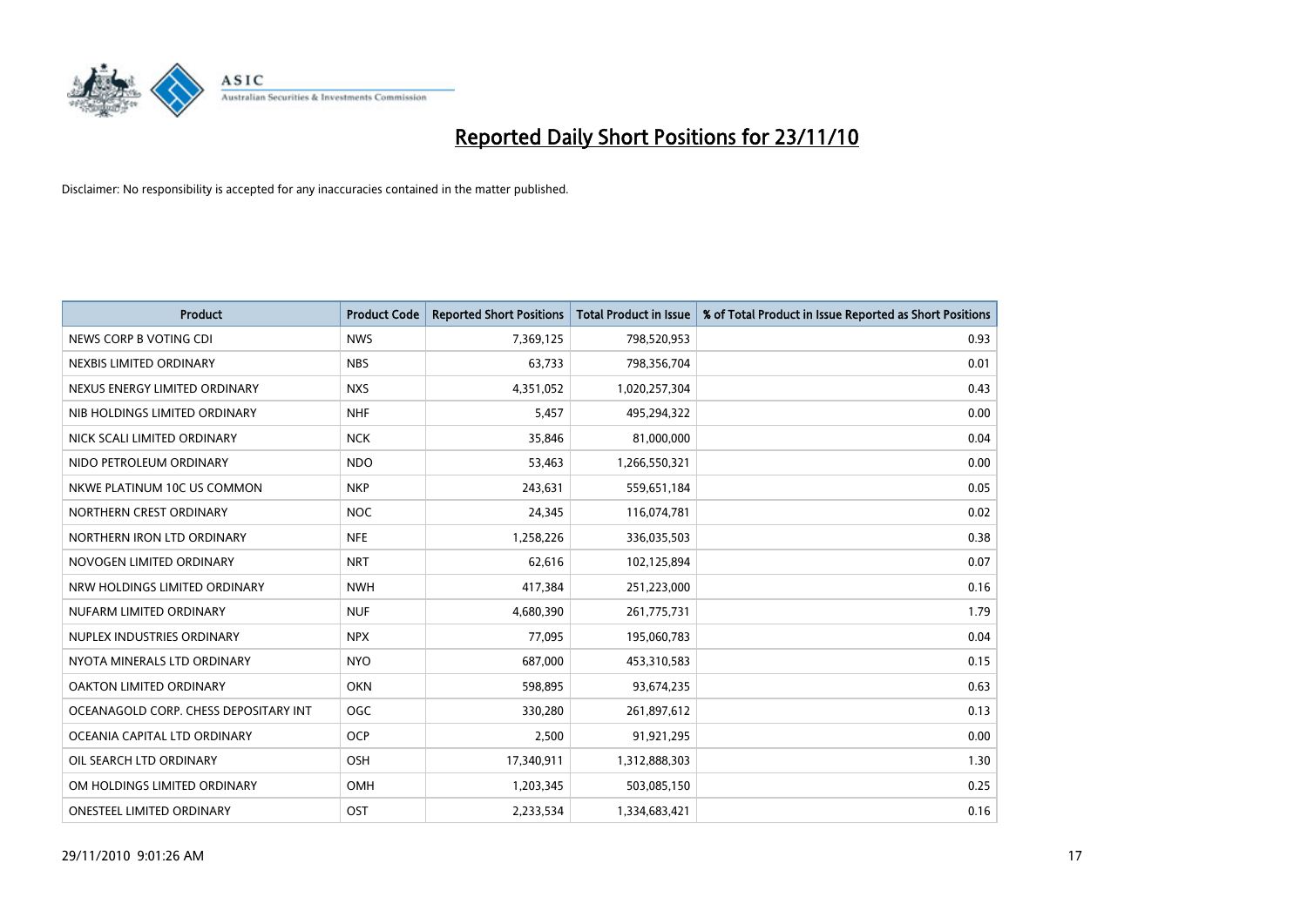# Reported Daily Short Positions for 23/11/10

Disclaimer: No responsibility is accepted for any inaccuracies contained in the matter published.

| Product | Product Code | Reported Short Positions | Total Product in Issue | % of Total Product in Issue Reported as Short Positions |
| --- | --- | --- | --- | --- |
| NEWS CORP B VOTING CDI | NWS | 7,369,125 | 798,520,953 | 0.93 |
| NEXBIS LIMITED ORDINARY | NBS | 63,733 | 798,356,704 | 0.01 |
| NEXUS ENERGY LIMITED ORDINARY | NXS | 4,351,052 | 1,020,257,304 | 0.43 |
| NIB HOLDINGS LIMITED ORDINARY | NHF | 5,457 | 495,294,322 | 0.00 |
| NICK SCALI LIMITED ORDINARY | NCK | 35,846 | 81,000,000 | 0.04 |
| NIDO PETROLEUM ORDINARY | NDO | 53,463 | 1,266,550,321 | 0.00 |
| NKWE PLATINUM 10C US COMMON | NKP | 243,631 | 559,651,184 | 0.05 |
| NORTHERN CREST ORDINARY | NOC | 24,345 | 116,074,781 | 0.02 |
| NORTHERN IRON LTD ORDINARY | NFE | 1,258,226 | 336,035,503 | 0.38 |
| NOVOGEN LIMITED ORDINARY | NRT | 62,616 | 102,125,894 | 0.07 |
| NRW HOLDINGS LIMITED ORDINARY | NWH | 417,384 | 251,223,000 | 0.16 |
| NUFARM LIMITED ORDINARY | NUF | 4,680,390 | 261,775,731 | 1.79 |
| NUPLEX INDUSTRIES ORDINARY | NPX | 77,095 | 195,060,783 | 0.04 |
| NYOTA MINERALS LTD ORDINARY | NYO | 687,000 | 453,310,583 | 0.15 |
| OAKTON LIMITED ORDINARY | OKN | 598,895 | 93,674,235 | 0.63 |
| OCEANAGOLD CORP. CHESS DEPOSITARY INT | OGC | 330,280 | 261,897,612 | 0.13 |
| OCEANIA CAPITAL LTD ORDINARY | OCP | 2,500 | 91,921,295 | 0.00 |
| OIL SEARCH LTD ORDINARY | OSH | 17,340,911 | 1,312,888,303 | 1.30 |
| OM HOLDINGS LIMITED ORDINARY | OMH | 1,203,345 | 503,085,150 | 0.25 |
| ONESTEEL LIMITED ORDINARY | OST | 2,233,534 | 1,334,683,421 | 0.16 |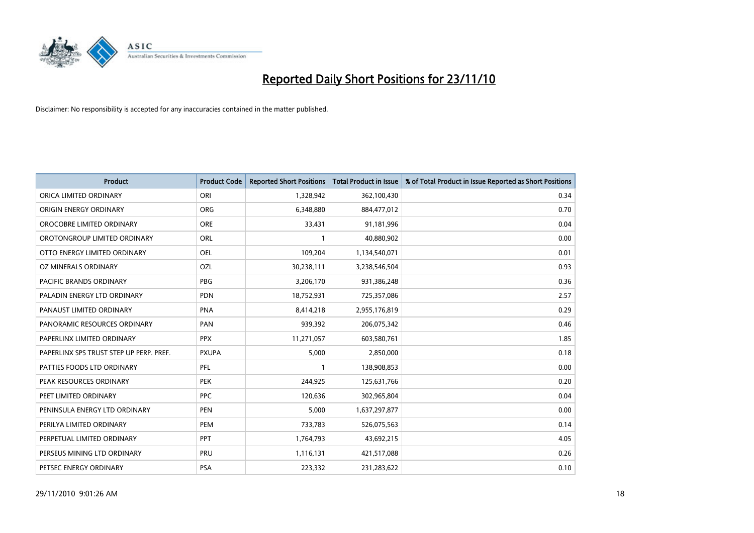# Reported Daily Short Positions for 23/11/10

Disclaimer: No responsibility is accepted for any inaccuracies contained in the matter published.

| Product | Product Code | Reported Short Positions | Total Product in Issue | % of Total Product in Issue Reported as Short Positions |
|---|---|---|---|---|
| ORICA LIMITED ORDINARY | ORI | 1,328,942 | 362,100,430 | 0.34 |
| ORIGIN ENERGY ORDINARY | ORG | 6,348,880 | 884,477,012 | 0.70 |
| OROCOBRE LIMITED ORDINARY | ORE | 33,431 | 91,181,996 | 0.04 |
| OROTONGROUP LIMITED ORDINARY | ORL | 1 | 40,880,902 | 0.00 |
| OTTO ENERGY LIMITED ORDINARY | OEL | 109,204 | 1,134,540,071 | 0.01 |
| OZ MINERALS ORDINARY | OZL | 30,238,111 | 3,238,546,504 | 0.93 |
| PACIFIC BRANDS ORDINARY | PBG | 3,206,170 | 931,386,248 | 0.36 |
| PALADIN ENERGY LTD ORDINARY | PDN | 18,752,931 | 725,357,086 | 2.57 |
| PANAUST LIMITED ORDINARY | PNA | 8,414,218 | 2,955,176,819 | 0.29 |
| PANORAMIC RESOURCES ORDINARY | PAN | 939,392 | 206,075,342 | 0.46 |
| PAPERLINX LIMITED ORDINARY | PPX | 11,271,057 | 603,580,761 | 1.85 |
| PAPERLINX SPS TRUST STEP UP PERP. PREF. | PXUPA | 5,000 | 2,850,000 | 0.18 |
| PATTIES FOODS LTD ORDINARY | PFL | 1 | 138,908,853 | 0.00 |
| PEAK RESOURCES ORDINARY | PEK | 244,925 | 125,631,766 | 0.20 |
| PEET LIMITED ORDINARY | PPC | 120,636 | 302,965,804 | 0.04 |
| PENINSULA ENERGY LTD ORDINARY | PEN | 5,000 | 1,637,297,877 | 0.00 |
| PERILYA LIMITED ORDINARY | PEM | 733,783 | 526,075,563 | 0.14 |
| PERPETUAL LIMITED ORDINARY | PPT | 1,764,793 | 43,692,215 | 4.05 |
| PERSEUS MINING LTD ORDINARY | PRU | 1,116,131 | 421,517,088 | 0.26 |
| PETSEC ENERGY ORDINARY | PSA | 223,332 | 231,283,622 | 0.10 |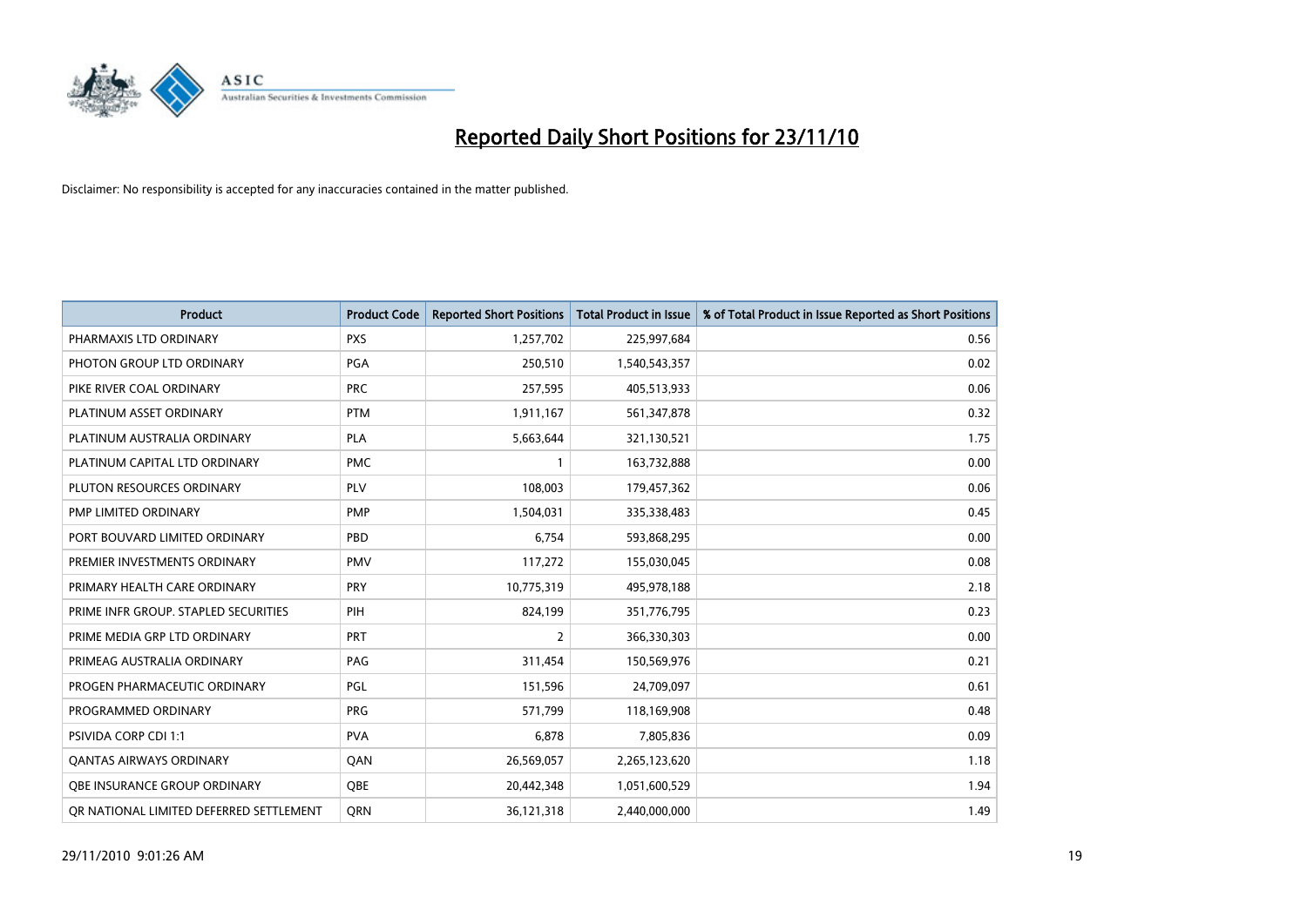# Reported Daily Short Positions for 23/11/10

Disclaimer: No responsibility is accepted for any inaccuracies contained in the matter published.

| Product | Product Code | Reported Short Positions | Total Product in Issue | % of Total Product in Issue Reported as Short Positions |
|---|---|---|---|---|
| PHARMAXIS LTD ORDINARY | PXS | 1,257,702 | 225,997,684 | 0.56 |
| PHOTON GROUP LTD ORDINARY | PGA | 250,510 | 1,540,543,357 | 0.02 |
| PIKE RIVER COAL ORDINARY | PRC | 257,595 | 405,513,933 | 0.06 |
| PLATINUM ASSET ORDINARY | PTM | 1,911,167 | 561,347,878 | 0.32 |
| PLATINUM AUSTRALIA ORDINARY | PLA | 5,663,644 | 321,130,521 | 1.75 |
| PLATINUM CAPITAL LTD ORDINARY | PMC | 1 | 163,732,888 | 0.00 |
| PLUTON RESOURCES ORDINARY | PLV | 108,003 | 179,457,362 | 0.06 |
| PMP LIMITED ORDINARY | PMP | 1,504,031 | 335,338,483 | 0.45 |
| PORT BOUVARD LIMITED ORDINARY | PBD | 6,754 | 593,868,295 | 0.00 |
| PREMIER INVESTMENTS ORDINARY | PMV | 117,272 | 155,030,045 | 0.08 |
| PRIMARY HEALTH CARE ORDINARY | PRY | 10,775,319 | 495,978,188 | 2.18 |
| PRIME INFR GROUP. STAPLED SECURITIES | PIH | 824,199 | 351,776,795 | 0.23 |
| PRIME MEDIA GRP LTD ORDINARY | PRT | 2 | 366,330,303 | 0.00 |
| PRIMEAG AUSTRALIA ORDINARY | PAG | 311,454 | 150,569,976 | 0.21 |
| PROGEN PHARMACEUTIC ORDINARY | PGL | 151,596 | 24,709,097 | 0.61 |
| PROGRAMMED ORDINARY | PRG | 571,799 | 118,169,908 | 0.48 |
| PSIVIDA CORP CDI 1:1 | PVA | 6,878 | 7,805,836 | 0.09 |
| QANTAS AIRWAYS ORDINARY | QAN | 26,569,057 | 2,265,123,620 | 1.18 |
| QBE INSURANCE GROUP ORDINARY | QBE | 20,442,348 | 1,051,600,529 | 1.94 |
| QR NATIONAL LIMITED DEFERRED SETTLEMENT | QRN | 36,121,318 | 2,440,000,000 | 1.49 |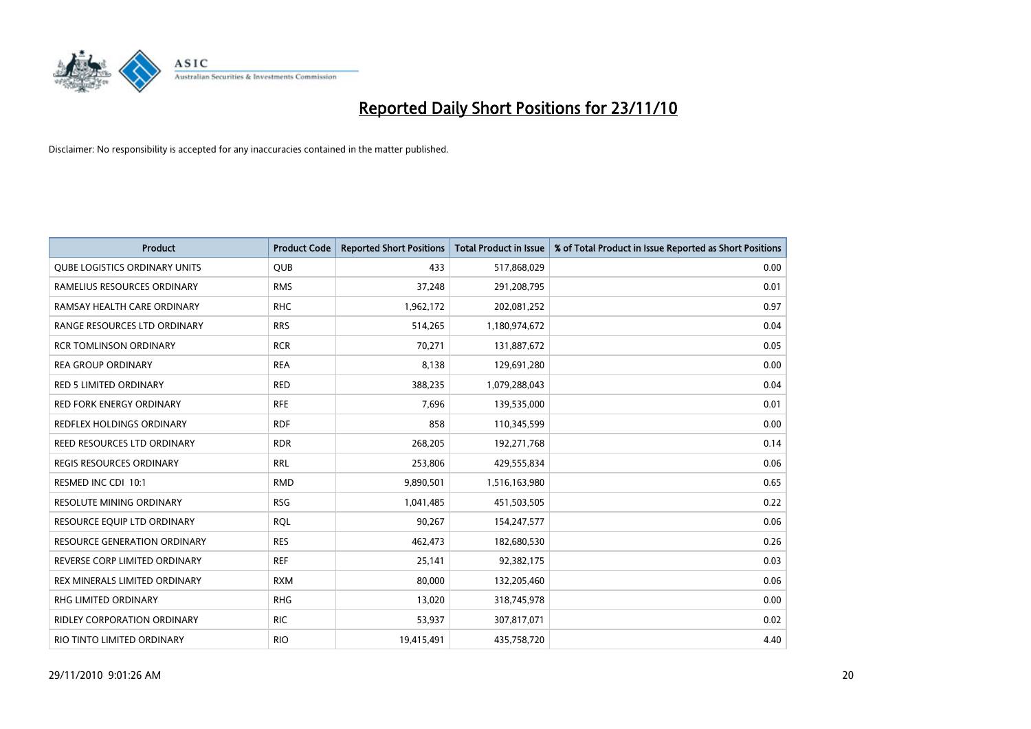# Reported Daily Short Positions for 23/11/10

Disclaimer: No responsibility is accepted for any inaccuracies contained in the matter published.

| Product | Product Code | Reported Short Positions | Total Product in Issue | % of Total Product in Issue Reported as Short Positions |
|---|---|---|---|---|
| QUBE LOGISTICS ORDINARY UNITS | QUB | 433 | 517,868,029 | 0.00 |
| RAMELIUS RESOURCES ORDINARY | RMS | 37,248 | 291,208,795 | 0.01 |
| RAMSAY HEALTH CARE ORDINARY | RHC | 1,962,172 | 202,081,252 | 0.97 |
| RANGE RESOURCES LTD ORDINARY | RRS | 514,265 | 1,180,974,672 | 0.04 |
| RCR TOMLINSON ORDINARY | RCR | 70,271 | 131,887,672 | 0.05 |
| REA GROUP ORDINARY | REA | 8,138 | 129,691,280 | 0.00 |
| RED 5 LIMITED ORDINARY | RED | 388,235 | 1,079,288,043 | 0.04 |
| RED FORK ENERGY ORDINARY | RFE | 7,696 | 139,535,000 | 0.01 |
| REDFLEX HOLDINGS ORDINARY | RDF | 858 | 110,345,599 | 0.00 |
| REED RESOURCES LTD ORDINARY | RDR | 268,205 | 192,271,768 | 0.14 |
| REGIS RESOURCES ORDINARY | RRL | 253,806 | 429,555,834 | 0.06 |
| RESMED INC CDI 10:1 | RMD | 9,890,501 | 1,516,163,980 | 0.65 |
| RESOLUTE MINING ORDINARY | RSG | 1,041,485 | 451,503,505 | 0.22 |
| RESOURCE EQUIP LTD ORDINARY | RQL | 90,267 | 154,247,577 | 0.06 |
| RESOURCE GENERATION ORDINARY | RES | 462,473 | 182,680,530 | 0.26 |
| REVERSE CORP LIMITED ORDINARY | REF | 25,141 | 92,382,175 | 0.03 |
| REX MINERALS LIMITED ORDINARY | RXM | 80,000 | 132,205,460 | 0.06 |
| RHG LIMITED ORDINARY | RHG | 13,020 | 318,745,978 | 0.00 |
| RIDLEY CORPORATION ORDINARY | RIC | 53,937 | 307,817,071 | 0.02 |
| RIO TINTO LIMITED ORDINARY | RIO | 19,415,491 | 435,758,720 | 4.40 |

29/11/2010 9:01:26 AM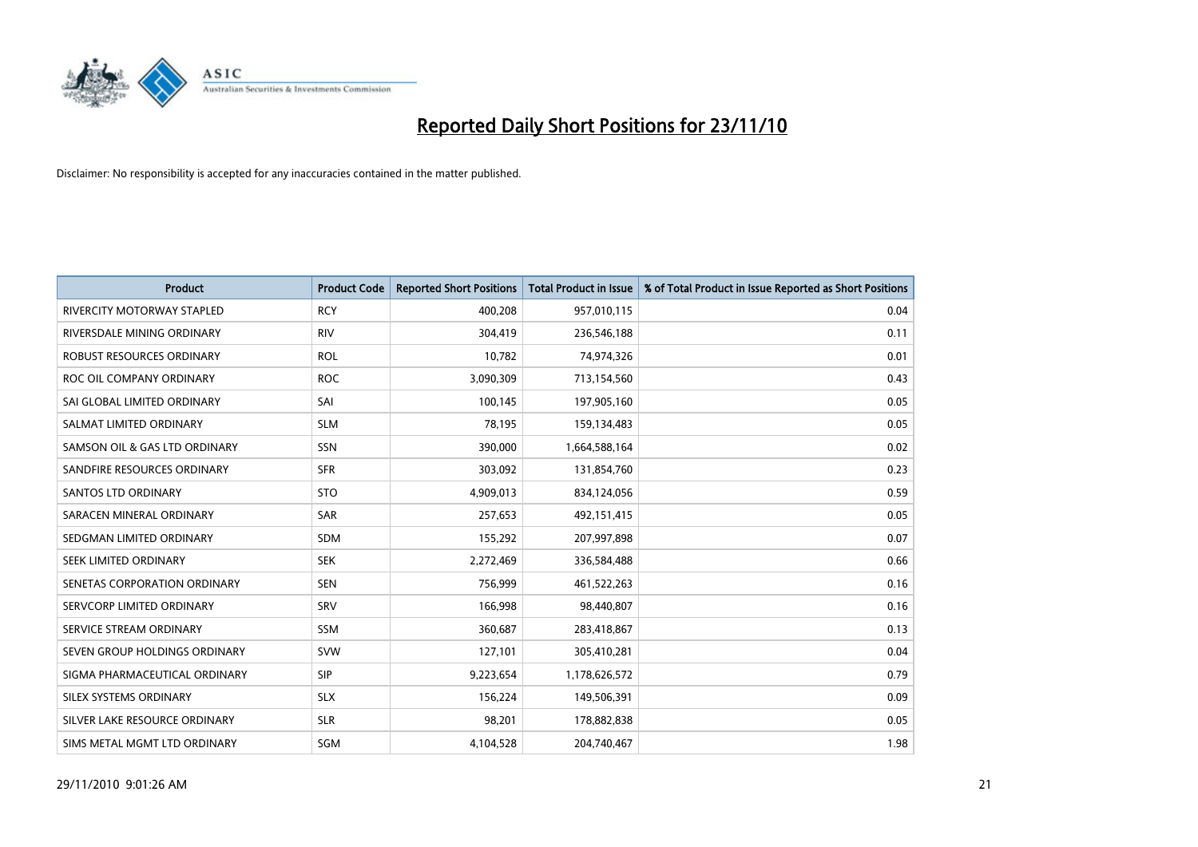# Reported Daily Short Positions for 23/11/10

Disclaimer: No responsibility is accepted for any inaccuracies contained in the matter published.

| Product | Product Code | Reported Short Positions | Total Product in Issue | % of Total Product in Issue Reported as Short Positions |
|---|---|---|---|---|
| RIVERCITY MOTORWAY STAPLED | RCY | 400,208 | 957,010,115 | 0.04 |
| RIVERSDALE MINING ORDINARY | RIV | 304,419 | 236,546,188 | 0.11 |
| ROBUST RESOURCES ORDINARY | ROL | 10,782 | 74,974,326 | 0.01 |
| ROC OIL COMPANY ORDINARY | ROC | 3,090,309 | 713,154,560 | 0.43 |
| SAI GLOBAL LIMITED ORDINARY | SAI | 100,145 | 197,905,160 | 0.05 |
| SALMAT LIMITED ORDINARY | SLM | 78,195 | 159,134,483 | 0.05 |
| SAMSON OIL & GAS LTD ORDINARY | SSN | 390,000 | 1,664,588,164 | 0.02 |
| SANDFIRE RESOURCES ORDINARY | SFR | 303,092 | 131,854,760 | 0.23 |
| SANTOS LTD ORDINARY | STO | 4,909,013 | 834,124,056 | 0.59 |
| SARACEN MINERAL ORDINARY | SAR | 257,653 | 492,151,415 | 0.05 |
| SEDGMAN LIMITED ORDINARY | SDM | 155,292 | 207,997,898 | 0.07 |
| SEEK LIMITED ORDINARY | SEK | 2,272,469 | 336,584,488 | 0.66 |
| SENETAS CORPORATION ORDINARY | SEN | 756,999 | 461,522,263 | 0.16 |
| SERVCORP LIMITED ORDINARY | SRV | 166,998 | 98,440,807 | 0.16 |
| SERVICE STREAM ORDINARY | SSM | 360,687 | 283,418,867 | 0.13 |
| SEVEN GROUP HOLDINGS ORDINARY | SVW | 127,101 | 305,410,281 | 0.04 |
| SIGMA PHARMACEUTICAL ORDINARY | SIP | 9,223,654 | 1,178,626,572 | 0.79 |
| SILEX SYSTEMS ORDINARY | SLX | 156,224 | 149,506,391 | 0.09 |
| SILVER LAKE RESOURCE ORDINARY | SLR | 98,201 | 178,882,838 | 0.05 |
| SIMS METAL MGMT LTD ORDINARY | SGM | 4,104,528 | 204,740,467 | 1.98 |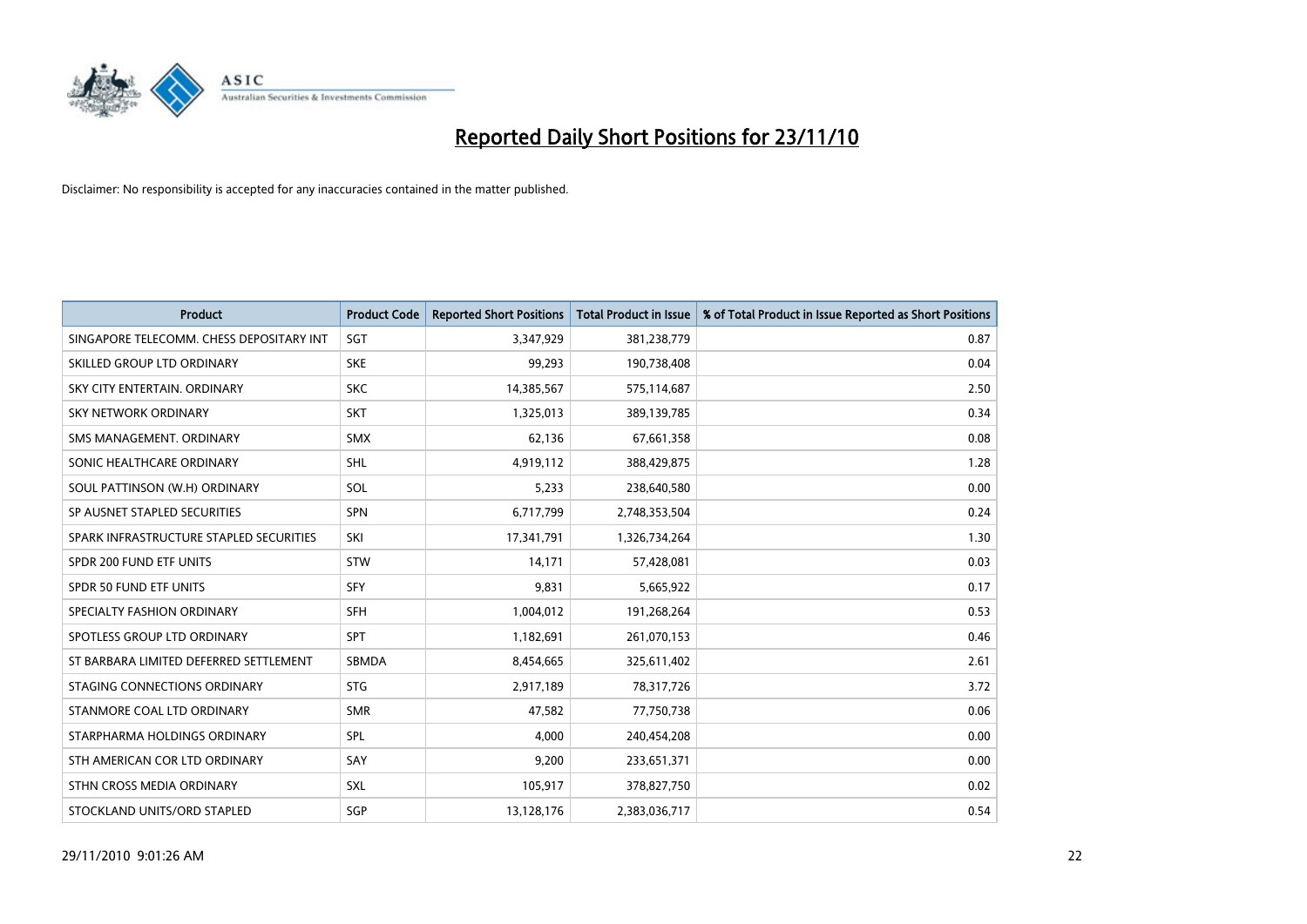# Reported Daily Short Positions for 23/11/10

Disclaimer: No responsibility is accepted for any inaccuracies contained in the matter published.

| Product | Product Code | Reported Short Positions | Total Product in Issue | % of Total Product in Issue Reported as Short Positions |
|---|---|---|---|---|
| SINGAPORE TELECOMM. CHESS DEPOSITARY INT | SGT | 3,347,929 | 381,238,779 | 0.87 |
| SKILLED GROUP LTD ORDINARY | SKE | 99,293 | 190,738,408 | 0.04 |
| SKY CITY ENTERTAIN. ORDINARY | SKC | 14,385,567 | 575,114,687 | 2.50 |
| SKY NETWORK ORDINARY | SKT | 1,325,013 | 389,139,785 | 0.34 |
| SMS MANAGEMENT. ORDINARY | SMX | 62,136 | 67,661,358 | 0.08 |
| SONIC HEALTHCARE ORDINARY | SHL | 4,919,112 | 388,429,875 | 1.28 |
| SOUL PATTINSON (W.H) ORDINARY | SOL | 5,233 | 238,640,580 | 0.00 |
| SP AUSNET STAPLED SECURITIES | SPN | 6,717,799 | 2,748,353,504 | 0.24 |
| SPARK INFRASTRUCTURE STAPLED SECURITIES | SKI | 17,341,791 | 1,326,734,264 | 1.30 |
| SPDR 200 FUND ETF UNITS | STW | 14,171 | 57,428,081 | 0.03 |
| SPDR 50 FUND ETF UNITS | SFY | 9,831 | 5,665,922 | 0.17 |
| SPECIALTY FASHION ORDINARY | SFH | 1,004,012 | 191,268,264 | 0.53 |
| SPOTLESS GROUP LTD ORDINARY | SPT | 1,182,691 | 261,070,153 | 0.46 |
| ST BARBARA LIMITED DEFERRED SETTLEMENT | SBMDA | 8,454,665 | 325,611,402 | 2.61 |
| STAGING CONNECTIONS ORDINARY | STG | 2,917,189 | 78,317,726 | 3.72 |
| STANMORE COAL LTD ORDINARY | SMR | 47,582 | 77,750,738 | 0.06 |
| STARPHARMA HOLDINGS ORDINARY | SPL | 4,000 | 240,454,208 | 0.00 |
| STH AMERICAN COR LTD ORDINARY | SAY | 9,200 | 233,651,371 | 0.00 |
| STHN CROSS MEDIA ORDINARY | SXL | 105,917 | 378,827,750 | 0.02 |
| STOCKLAND UNITS/ORD STAPLED | SGP | 13,128,176 | 2,383,036,717 | 0.54 |

29/11/2010 9:01:26 AM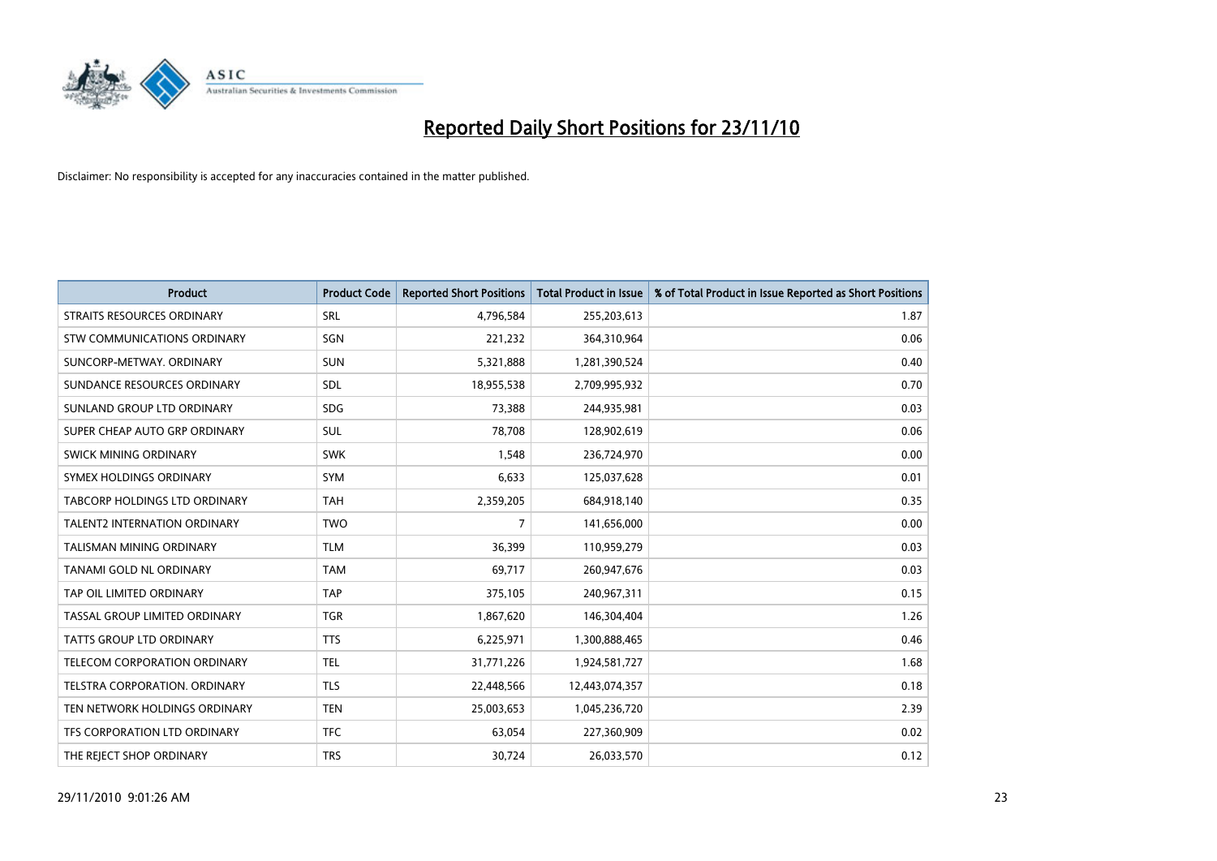# Reported Daily Short Positions for 23/11/10

Disclaimer: No responsibility is accepted for any inaccuracies contained in the matter published.

| Product | Product Code | Reported Short Positions | Total Product in Issue | % of Total Product in Issue Reported as Short Positions |
|---|---|---|---|---|
| STRAITS RESOURCES ORDINARY | SRL | 4,796,584 | 255,203,613 | 1.87 |
| STW COMMUNICATIONS ORDINARY | SGN | 221,232 | 364,310,964 | 0.06 |
| SUNCORP-METWAY. ORDINARY | SUN | 5,321,888 | 1,281,390,524 | 0.40 |
| SUNDANCE RESOURCES ORDINARY | SDL | 18,955,538 | 2,709,995,932 | 0.70 |
| SUNLAND GROUP LTD ORDINARY | SDG | 73,388 | 244,935,981 | 0.03 |
| SUPER CHEAP AUTO GRP ORDINARY | SUL | 78,708 | 128,902,619 | 0.06 |
| SWICK MINING ORDINARY | SWK | 1,548 | 236,724,970 | 0.00 |
| SYMEX HOLDINGS ORDINARY | SYM | 6,633 | 125,037,628 | 0.01 |
| TABCORP HOLDINGS LTD ORDINARY | TAH | 2,359,205 | 684,918,140 | 0.35 |
| TALENT2 INTERNATION ORDINARY | TWO | 7 | 141,656,000 | 0.00 |
| TALISMAN MINING ORDINARY | TLM | 36,399 | 110,959,279 | 0.03 |
| TANAMI GOLD NL ORDINARY | TAM | 69,717 | 260,947,676 | 0.03 |
| TAP OIL LIMITED ORDINARY | TAP | 375,105 | 240,967,311 | 0.15 |
| TASSAL GROUP LIMITED ORDINARY | TGR | 1,867,620 | 146,304,404 | 1.26 |
| TATTS GROUP LTD ORDINARY | TTS | 6,225,971 | 1,300,888,465 | 0.46 |
| TELECOM CORPORATION ORDINARY | TEL | 31,771,226 | 1,924,581,727 | 1.68 |
| TELSTRA CORPORATION. ORDINARY | TLS | 22,448,566 | 12,443,074,357 | 0.18 |
| TEN NETWORK HOLDINGS ORDINARY | TEN | 25,003,653 | 1,045,236,720 | 2.39 |
| TFS CORPORATION LTD ORDINARY | TFC | 63,054 | 227,360,909 | 0.02 |
| THE REJECT SHOP ORDINARY | TRS | 30,724 | 26,033,570 | 0.12 |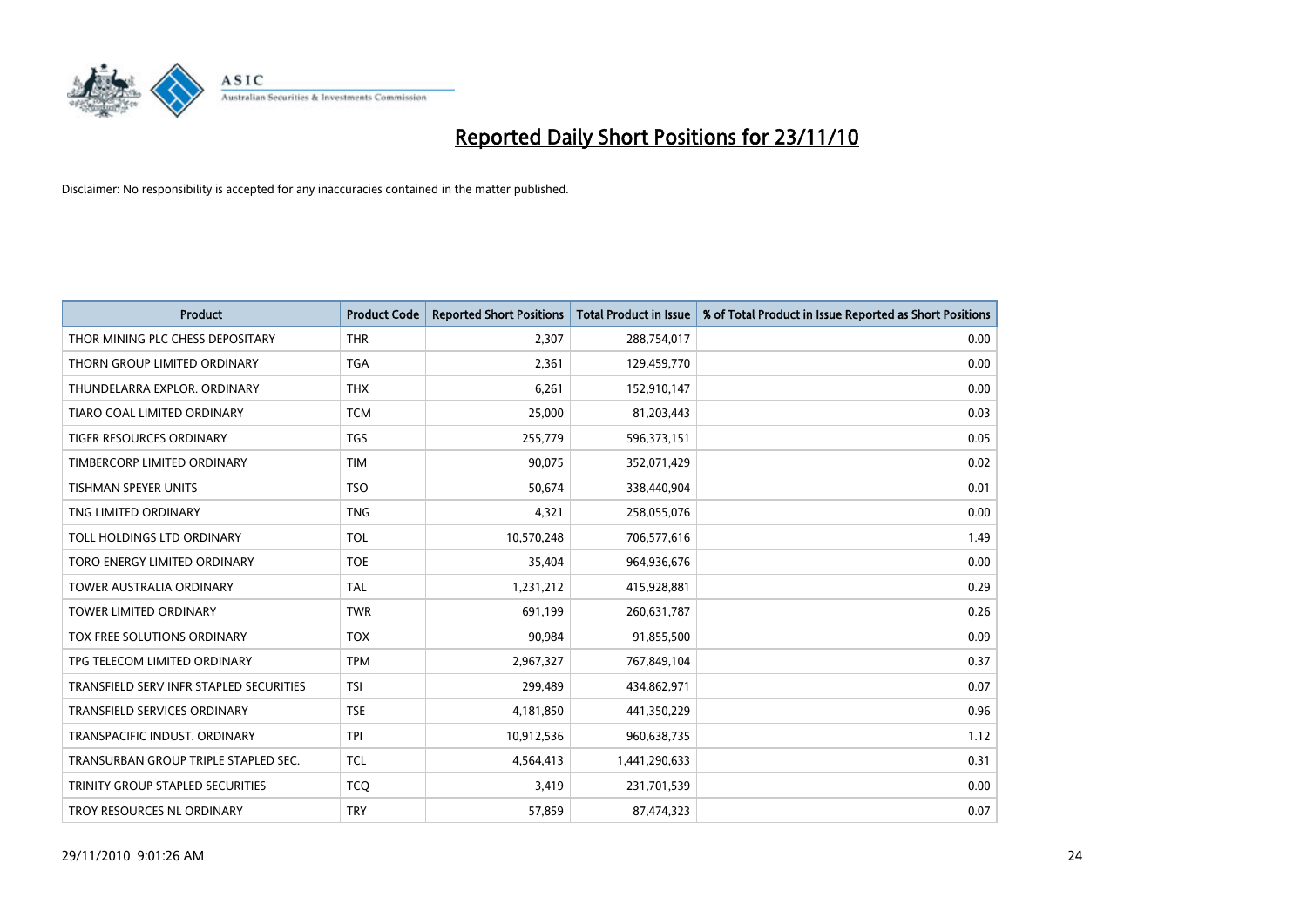# Reported Daily Short Positions for 23/11/10

Disclaimer: No responsibility is accepted for any inaccuracies contained in the matter published.

| Product | Product Code | Reported Short Positions | Total Product in Issue | % of Total Product in Issue Reported as Short Positions |
|---|---|---|---|---|
| THOR MINING PLC CHESS DEPOSITARY | THR | 2,307 | 288,754,017 | 0.00 |
| THORN GROUP LIMITED ORDINARY | TGA | 2,361 | 129,459,770 | 0.00 |
| THUNDELARRA EXPLOR. ORDINARY | THX | 6,261 | 152,910,147 | 0.00 |
| TIARO COAL LIMITED ORDINARY | TCM | 25,000 | 81,203,443 | 0.03 |
| TIGER RESOURCES ORDINARY | TGS | 255,779 | 596,373,151 | 0.05 |
| TIMBERCORP LIMITED ORDINARY | TIM | 90,075 | 352,071,429 | 0.02 |
| TISHMAN SPEYER UNITS | TSO | 50,674 | 338,440,904 | 0.01 |
| TNG LIMITED ORDINARY | TNG | 4,321 | 258,055,076 | 0.00 |
| TOLL HOLDINGS LTD ORDINARY | TOL | 10,570,248 | 706,577,616 | 1.49 |
| TORO ENERGY LIMITED ORDINARY | TOE | 35,404 | 964,936,676 | 0.00 |
| TOWER AUSTRALIA ORDINARY | TAL | 1,231,212 | 415,928,881 | 0.29 |
| TOWER LIMITED ORDINARY | TWR | 691,199 | 260,631,787 | 0.26 |
| TOX FREE SOLUTIONS ORDINARY | TOX | 90,984 | 91,855,500 | 0.09 |
| TPG TELECOM LIMITED ORDINARY | TPM | 2,967,327 | 767,849,104 | 0.37 |
| TRANSFIELD SERV INFR STAPLED SECURITIES | TSI | 299,489 | 434,862,971 | 0.07 |
| TRANSFIELD SERVICES ORDINARY | TSE | 4,181,850 | 441,350,229 | 0.96 |
| TRANSPACIFIC INDUST. ORDINARY | TPI | 10,912,536 | 960,638,735 | 1.12 |
| TRANSURBAN GROUP TRIPLE STAPLED SEC. | TCL | 4,564,413 | 1,441,290,633 | 0.31 |
| TRINITY GROUP STAPLED SECURITIES | TCQ | 3,419 | 231,701,539 | 0.00 |
| TROY RESOURCES NL ORDINARY | TRY | 57,859 | 87,474,323 | 0.07 |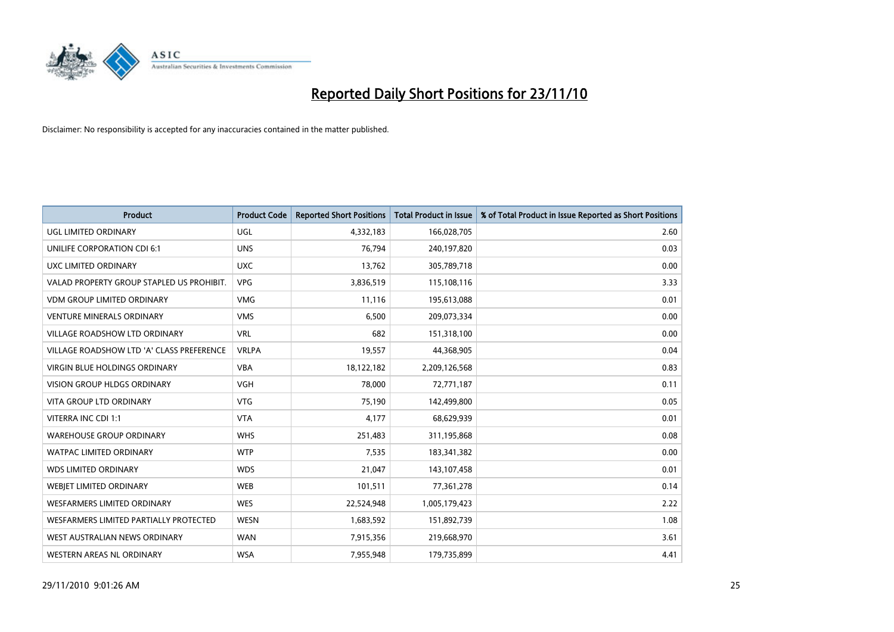# Reported Daily Short Positions for 23/11/10

Disclaimer: No responsibility is accepted for any inaccuracies contained in the matter published.

| Product | Product Code | Reported Short Positions | Total Product in Issue | % of Total Product in Issue Reported as Short Positions |
|---|---|---|---|---|
| UGL LIMITED ORDINARY | UGL | 4,332,183 | 166,028,705 | 2.60 |
| UNILIFE CORPORATION CDI 6:1 | UNS | 76,794 | 240,197,820 | 0.03 |
| UXC LIMITED ORDINARY | UXC | 13,762 | 305,789,718 | 0.00 |
| VALAD PROPERTY GROUP STAPLED US PROHIBIT. | VPG | 3,836,519 | 115,108,116 | 3.33 |
| VDM GROUP LIMITED ORDINARY | VMG | 11,116 | 195,613,088 | 0.01 |
| VENTURE MINERALS ORDINARY | VMS | 6,500 | 209,073,334 | 0.00 |
| VILLAGE ROADSHOW LTD ORDINARY | VRL | 682 | 151,318,100 | 0.00 |
| VILLAGE ROADSHOW LTD 'A' CLASS PREFERENCE | VRLPA | 19,557 | 44,368,905 | 0.04 |
| VIRGIN BLUE HOLDINGS ORDINARY | VBA | 18,122,182 | 2,209,126,568 | 0.83 |
| VISION GROUP HLDGS ORDINARY | VGH | 78,000 | 72,771,187 | 0.11 |
| VITA GROUP LTD ORDINARY | VTG | 75,190 | 142,499,800 | 0.05 |
| VITERRA INC CDI 1:1 | VTA | 4,177 | 68,629,939 | 0.01 |
| WAREHOUSE GROUP ORDINARY | WHS | 251,483 | 311,195,868 | 0.08 |
| WATPAC LIMITED ORDINARY | WTP | 7,535 | 183,341,382 | 0.00 |
| WDS LIMITED ORDINARY | WDS | 21,047 | 143,107,458 | 0.01 |
| WEBJET LIMITED ORDINARY | WEB | 101,511 | 77,361,278 | 0.14 |
| WESFARMERS LIMITED ORDINARY | WES | 22,524,948 | 1,005,179,423 | 2.22 |
| WESFARMERS LIMITED PARTIALLY PROTECTED | WESN | 1,683,592 | 151,892,739 | 1.08 |
| WEST AUSTRALIAN NEWS ORDINARY | WAN | 7,915,356 | 219,668,970 | 3.61 |
| WESTERN AREAS NL ORDINARY | WSA | 7,955,948 | 179,735,899 | 4.41 |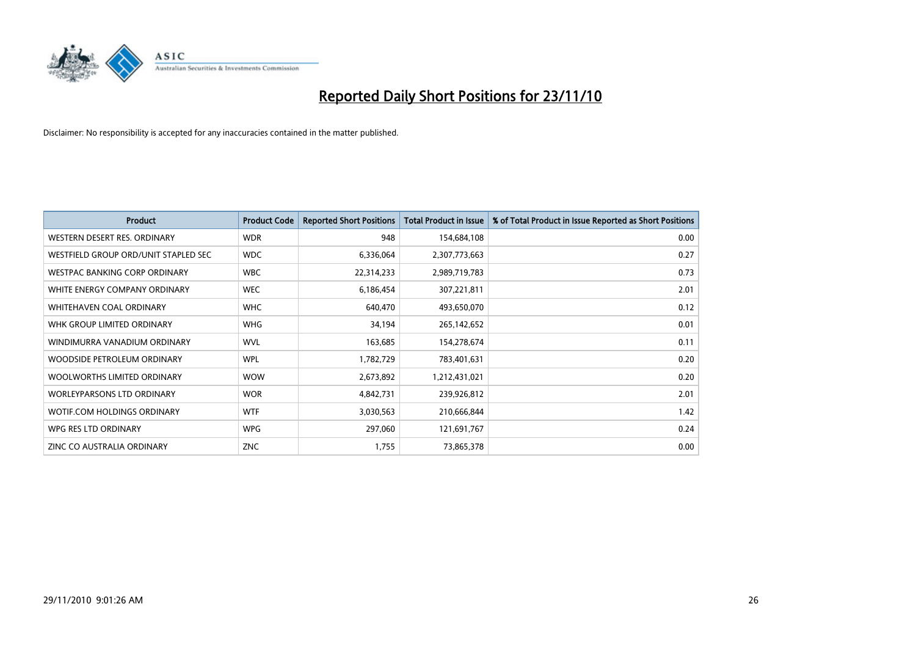# Reported Daily Short Positions for 23/11/10

Disclaimer: No responsibility is accepted for any inaccuracies contained in the matter published.

| Product | Product Code | Reported Short Positions | Total Product in Issue | % of Total Product in Issue Reported as Short Positions |
|---|---|---|---|---|
| WESTERN DESERT RES. ORDINARY | WDR | 948 | 154,684,108 | 0.00 |
| WESTFIELD GROUP ORD/UNIT STAPLED SEC | WDC | 6,336,064 | 2,307,773,663 | 0.27 |
| WESTPAC BANKING CORP ORDINARY | WBC | 22,314,233 | 2,989,719,783 | 0.73 |
| WHITE ENERGY COMPANY ORDINARY | WEC | 6,186,454 | 307,221,811 | 2.01 |
| WHITEHAVEN COAL ORDINARY | WHC | 640,470 | 493,650,070 | 0.12 |
| WHK GROUP LIMITED ORDINARY | WHG | 34,194 | 265,142,652 | 0.01 |
| WINDIMURRA VANADIUM ORDINARY | WVL | 163,685 | 154,278,674 | 0.11 |
| WOODSIDE PETROLEUM ORDINARY | WPL | 1,782,729 | 783,401,631 | 0.20 |
| WOOLWORTHS LIMITED ORDINARY | WOW | 2,673,892 | 1,212,431,021 | 0.20 |
| WORLEYPARSONS LTD ORDINARY | WOR | 4,842,731 | 239,926,812 | 2.01 |
| WOTIF.COM HOLDINGS ORDINARY | WTF | 3,030,563 | 210,666,844 | 1.42 |
| WPG RES LTD ORDINARY | WPG | 297,060 | 121,691,767 | 0.24 |
| ZINC CO AUSTRALIA ORDINARY | ZNC | 1,755 | 73,865,378 | 0.00 |

29/11/2010 9:01:26 AM